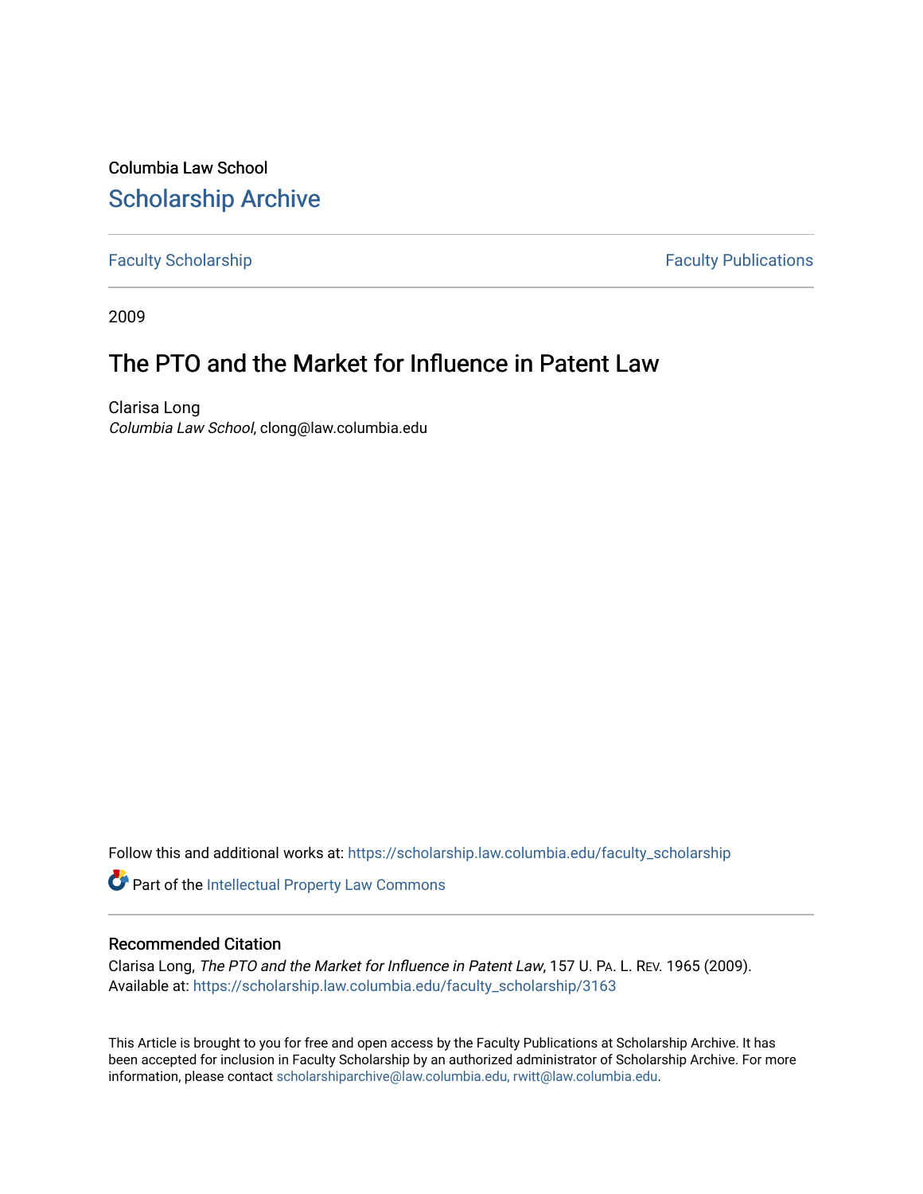Columbia Law School

## Scholarship Archive

Faculty Scholarship | Faculty Publications

2009

# The PTO and the Market for Influence in Patent Law

Clarisa Long
*Columbia Law School*, clong@law.columbia.edu

Follow this and additional works at: https://scholarship.law.columbia.edu/faculty_scholarship

Part of the Intellectual Property Law Commons

### Recommended Citation

Clarisa Long, *The PTO and the Market for Influence in Patent Law*, 157 U. PA. L. REV. 1965 (2009).
Available at: https://scholarship.law.columbia.edu/faculty_scholarship/3163

This Article is brought to you for free and open access by the Faculty Publications at Scholarship Archive. It has been accepted for inclusion in Faculty Scholarship by an authorized administrator of Scholarship Archive. For more information, please contact scholarshiparchive@law.columbia.edu, rwitt@law.columbia.edu.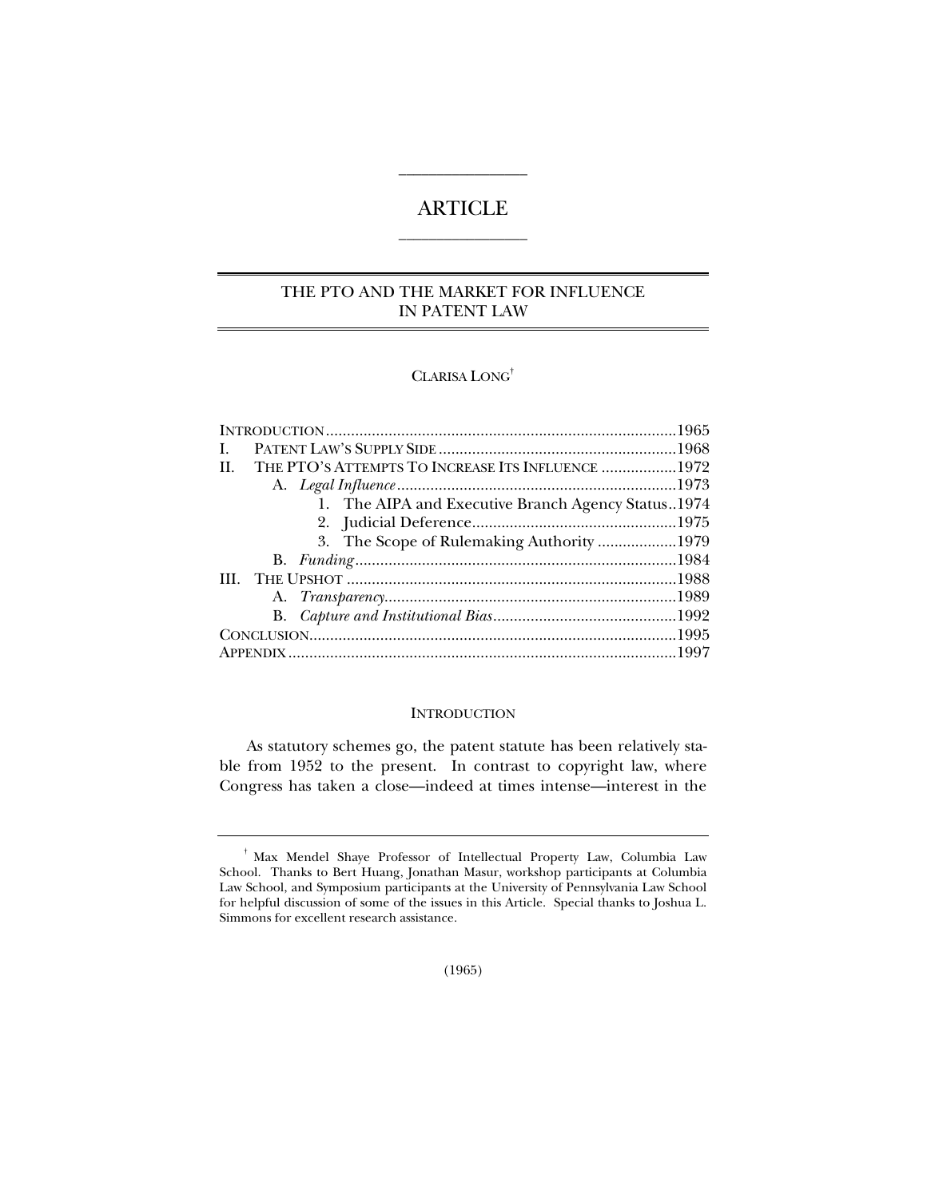# ARTICLE

## THE PTO AND THE MARKET FOR INFLUENCE IN PATENT LAW

CLARISA LONG[†]

| | |
|---|---|
| INTRODUCTION | 1965 |
| I. PATENT LAW'S SUPPLY SIDE | 1968 |
| II. THE PTO'S ATTEMPTS TO INCREASE ITS INFLUENCE | 1972 |
| A. *Legal Influence* | 1973 |
| 1. The AIPA and Executive Branch Agency Status | 1974 |
| 2. Judicial Deference | 1975 |
| 3. The Scope of Rulemaking Authority | 1979 |
| B. *Funding* | 1984 |
| III. THE UPSHOT | 1988 |
| A. *Transparency* | 1989 |
| B. *Capture and Institutional Bias* | 1992 |
| CONCLUSION | 1995 |
| APPENDIX | 1997 |

### INTRODUCTION

As statutory schemes go, the patent statute has been relatively stable from 1952 to the present. In contrast to copyright law, where Congress has taken a close—indeed at times intense—interest in the

---

[†] Max Mendel Shaye Professor of Intellectual Property Law, Columbia Law School. Thanks to Bert Huang, Jonathan Masur, workshop participants at Columbia Law School, and Symposium participants at the University of Pennsylvania Law School for helpful discussion of some of the issues in this Article. Special thanks to Joshua L. Simmons for excellent research assistance.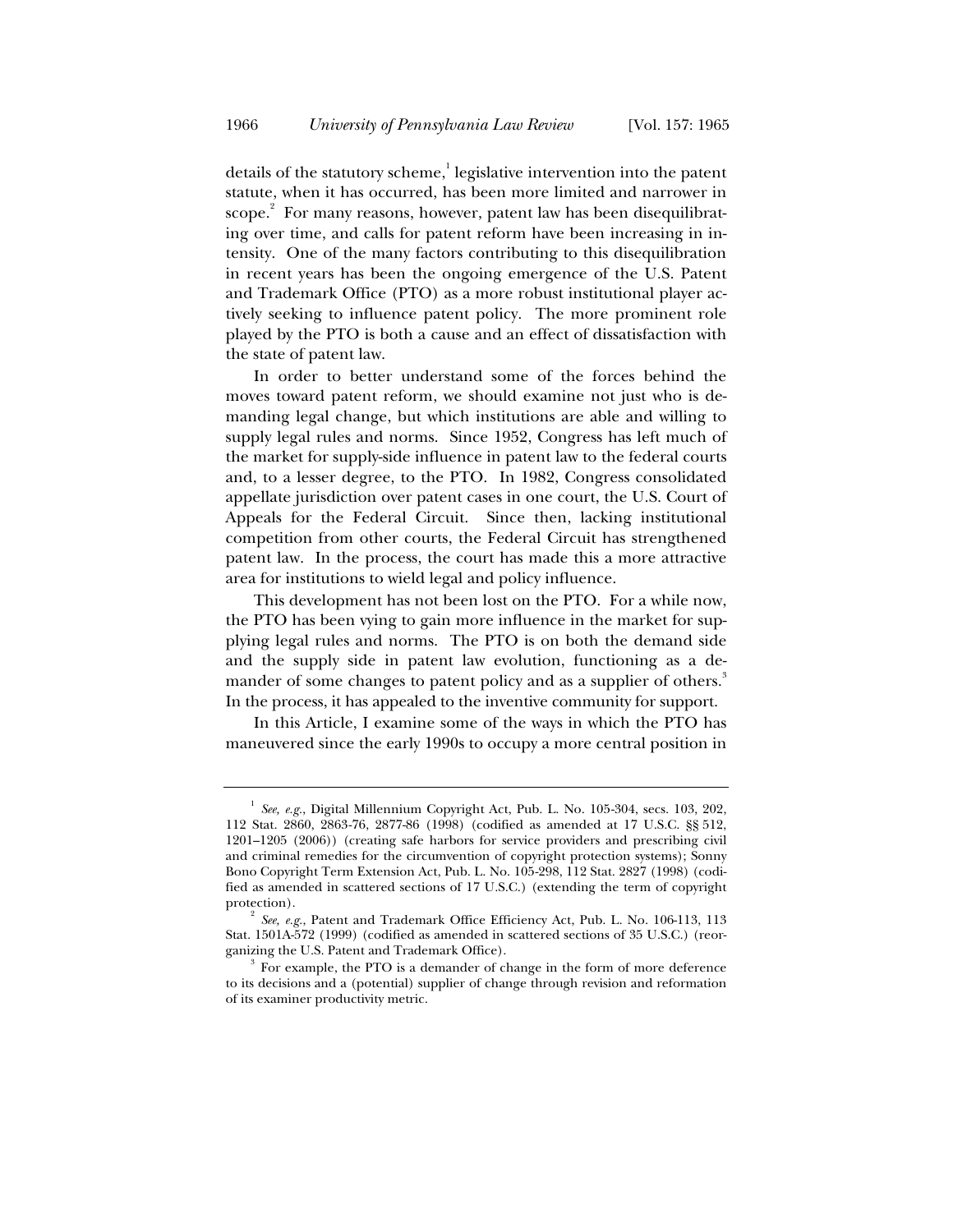details of the statutory scheme,[1] legislative intervention into the patent statute, when it has occurred, has been more limited and narrower in scope.[2] For many reasons, however, patent law has been disequilibrating over time, and calls for patent reform have been increasing in intensity. One of the many factors contributing to this disequilibration in recent years has been the ongoing emergence of the U.S. Patent and Trademark Office (PTO) as a more robust institutional player actively seeking to influence patent policy. The more prominent role played by the PTO is both a cause and an effect of dissatisfaction with the state of patent law.

In order to better understand some of the forces behind the moves toward patent reform, we should examine not just who is demanding legal change, but which institutions are able and willing to supply legal rules and norms. Since 1952, Congress has left much of the market for supply-side influence in patent law to the federal courts and, to a lesser degree, to the PTO. In 1982, Congress consolidated appellate jurisdiction over patent cases in one court, the U.S. Court of Appeals for the Federal Circuit. Since then, lacking institutional competition from other courts, the Federal Circuit has strengthened patent law. In the process, the court has made this a more attractive area for institutions to wield legal and policy influence.

This development has not been lost on the PTO. For a while now, the PTO has been vying to gain more influence in the market for supplying legal rules and norms. The PTO is on both the demand side and the supply side in patent law evolution, functioning as a demander of some changes to patent policy and as a supplier of others.[3] In the process, it has appealed to the inventive community for support.

In this Article, I examine some of the ways in which the PTO has maneuvered since the early 1990s to occupy a more central position in

---

[1] *See, e.g.*, Digital Millennium Copyright Act, Pub. L. No. 105-304, secs. 103, 202, 112 Stat. 2860, 2863-76, 2877-86 (1998) (codified as amended at 17 U.S.C. §§ 512, 1201–1205 (2006)) (creating safe harbors for service providers and prescribing civil and criminal remedies for the circumvention of copyright protection systems); Sonny Bono Copyright Term Extension Act, Pub. L. No. 105-298, 112 Stat. 2827 (1998) (codified as amended in scattered sections of 17 U.S.C.) (extending the term of copyright protection).

[2] *See, e.g.*, Patent and Trademark Office Efficiency Act, Pub. L. No. 106-113, 113 Stat. 1501A-572 (1999) (codified as amended in scattered sections of 35 U.S.C.) (reorganizing the U.S. Patent and Trademark Office).

[3] For example, the PTO is a demander of change in the form of more deference to its decisions and a (potential) supplier of change through revision and reformation of its examiner productivity metric.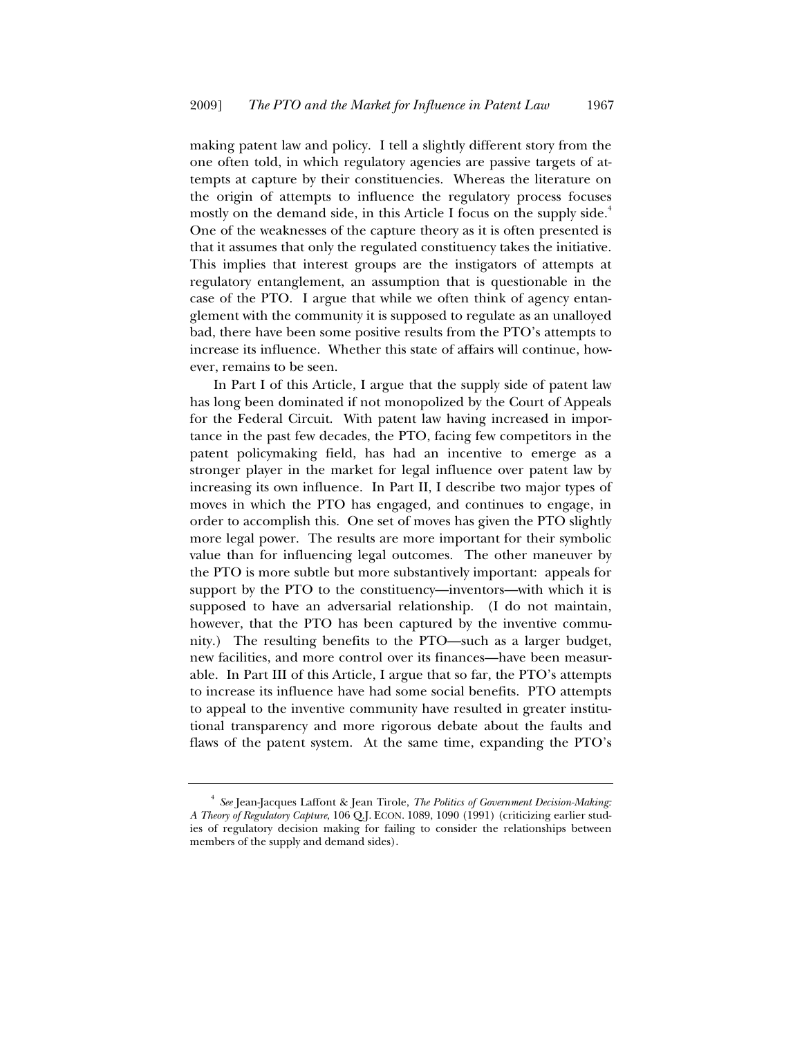making patent law and policy. I tell a slightly different story from the one often told, in which regulatory agencies are passive targets of attempts at capture by their constituencies. Whereas the literature on the origin of attempts to influence the regulatory process focuses mostly on the demand side, in this Article I focus on the supply side.[4] One of the weaknesses of the capture theory as it is often presented is that it assumes that only the regulated constituency takes the initiative. This implies that interest groups are the instigators of attempts at regulatory entanglement, an assumption that is questionable in the case of the PTO. I argue that while we often think of agency entanglement with the community it is supposed to regulate as an unalloyed bad, there have been some positive results from the PTO's attempts to increase its influence. Whether this state of affairs will continue, however, remains to be seen.

In Part I of this Article, I argue that the supply side of patent law has long been dominated if not monopolized by the Court of Appeals for the Federal Circuit. With patent law having increased in importance in the past few decades, the PTO, facing few competitors in the patent policymaking field, has had an incentive to emerge as a stronger player in the market for legal influence over patent law by increasing its own influence. In Part II, I describe two major types of moves in which the PTO has engaged, and continues to engage, in order to accomplish this. One set of moves has given the PTO slightly more legal power. The results are more important for their symbolic value than for influencing legal outcomes. The other maneuver by the PTO is more subtle but more substantively important: appeals for support by the PTO to the constituency—inventors—with which it is supposed to have an adversarial relationship. (I do not maintain, however, that the PTO has been captured by the inventive community.) The resulting benefits to the PTO—such as a larger budget, new facilities, and more control over its finances—have been measurable. In Part III of this Article, I argue that so far, the PTO's attempts to increase its influence have had some social benefits. PTO attempts to appeal to the inventive community have resulted in greater institutional transparency and more rigorous debate about the faults and flaws of the patent system. At the same time, expanding the PTO's

---

[4] *See* Jean-Jacques Laffont & Jean Tirole, *The Politics of Government Decision-Making: A Theory of Regulatory Capture*, 106 Q.J. ECON. 1089, 1090 (1991) (criticizing earlier studies of regulatory decision making for failing to consider the relationships between members of the supply and demand sides).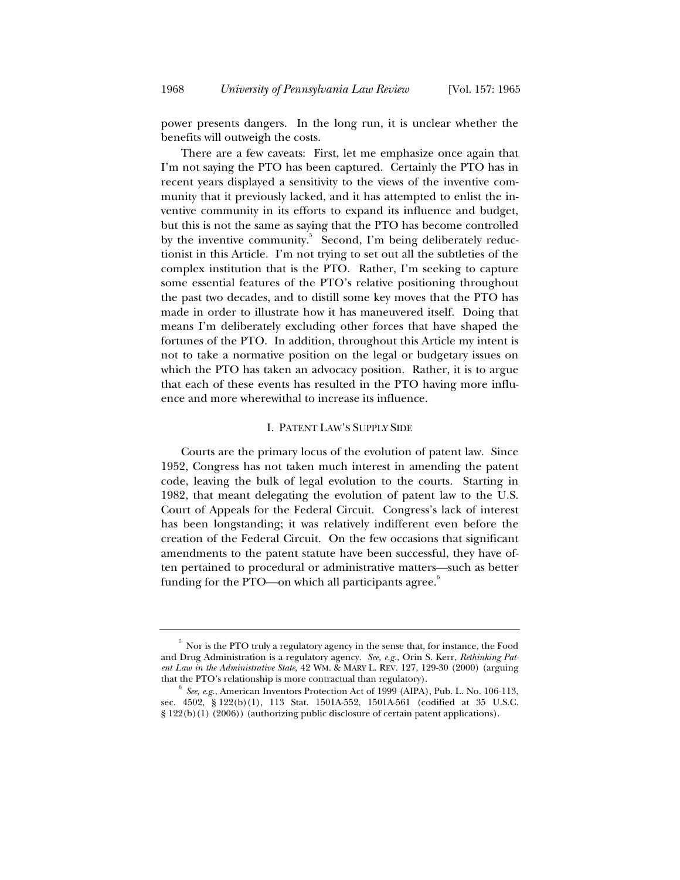power presents dangers. In the long run, it is unclear whether the benefits will outweigh the costs.

There are a few caveats: First, let me emphasize once again that I'm not saying the PTO has been captured. Certainly the PTO has in recent years displayed a sensitivity to the views of the inventive community that it previously lacked, and it has attempted to enlist the inventive community in its efforts to expand its influence and budget, but this is not the same as saying that the PTO has become controlled by the inventive community.[5] Second, I'm being deliberately reductionist in this Article. I'm not trying to set out all the subtleties of the complex institution that is the PTO. Rather, I'm seeking to capture some essential features of the PTO's relative positioning throughout the past two decades, and to distill some key moves that the PTO has made in order to illustrate how it has maneuvered itself. Doing that means I'm deliberately excluding other forces that have shaped the fortunes of the PTO. In addition, throughout this Article my intent is not to take a normative position on the legal or budgetary issues on which the PTO has taken an advocacy position. Rather, it is to argue that each of these events has resulted in the PTO having more influence and more wherewithal to increase its influence.

## I. PATENT LAW'S SUPPLY SIDE

Courts are the primary locus of the evolution of patent law. Since 1952, Congress has not taken much interest in amending the patent code, leaving the bulk of legal evolution to the courts. Starting in 1982, that meant delegating the evolution of patent law to the U.S. Court of Appeals for the Federal Circuit. Congress's lack of interest has been longstanding; it was relatively indifferent even before the creation of the Federal Circuit. On the few occasions that significant amendments to the patent statute have been successful, they have often pertained to procedural or administrative matters—such as better funding for the PTO—on which all participants agree.[6]

---

[5] Nor is the PTO truly a regulatory agency in the sense that, for instance, the Food and Drug Administration is a regulatory agency. *See, e.g.*, Orin S. Kerr, *Rethinking Patent Law in the Administrative State*, 42 WM. & MARY L. REV. 127, 129-30 (2000) (arguing that the PTO's relationship is more contractual than regulatory).

[6] *See, e.g.*, American Inventors Protection Act of 1999 (AIPA), Pub. L. No. 106-113, sec. 4502, § 122(b)(1), 113 Stat. 1501A-552, 1501A-561 (codified at 35 U.S.C. § 122(b)(1) (2006)) (authorizing public disclosure of certain patent applications).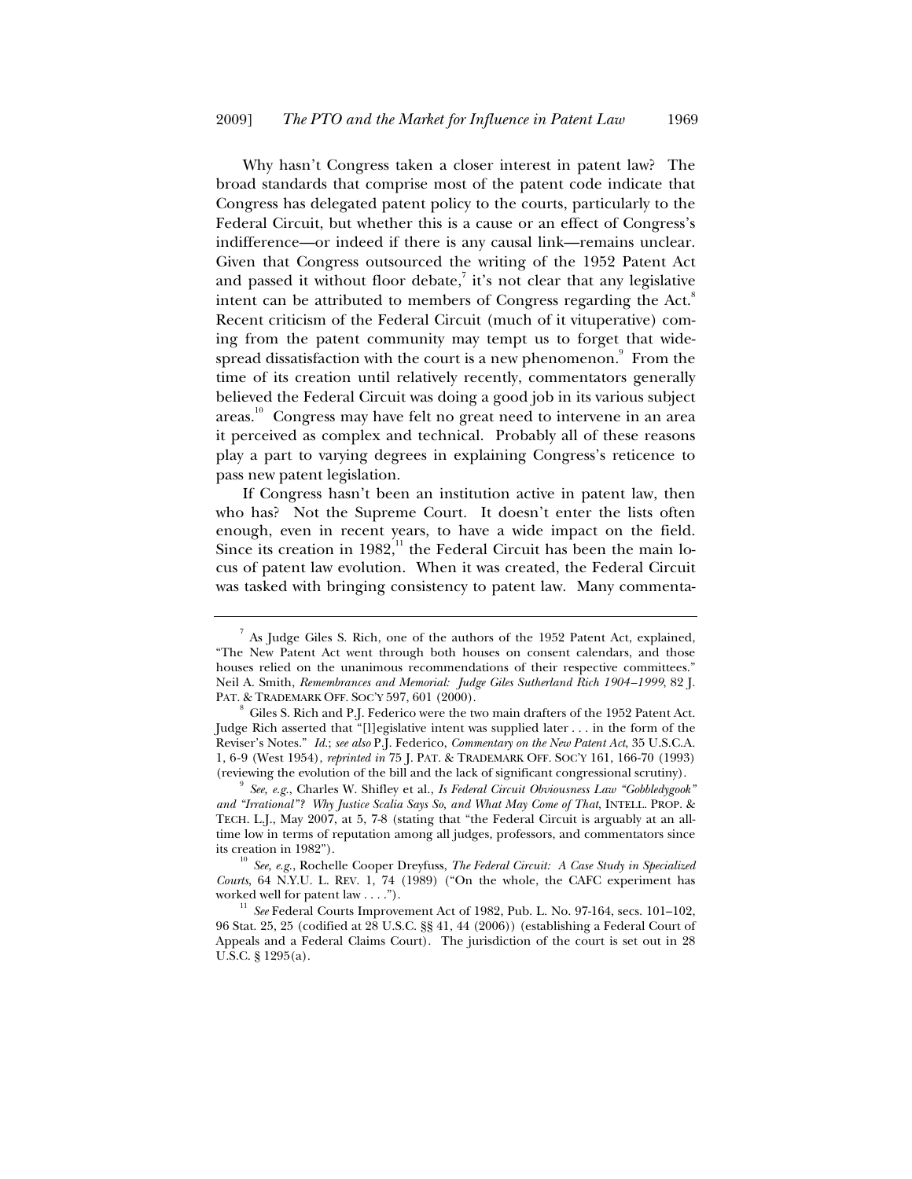Why hasn't Congress taken a closer interest in patent law? The broad standards that comprise most of the patent code indicate that Congress has delegated patent policy to the courts, particularly to the Federal Circuit, but whether this is a cause or an effect of Congress's indifference—or indeed if there is any causal link—remains unclear. Given that Congress outsourced the writing of the 1952 Patent Act and passed it without floor debate,[7] it's not clear that any legislative intent can be attributed to members of Congress regarding the Act.[8] Recent criticism of the Federal Circuit (much of it vituperative) coming from the patent community may tempt us to forget that widespread dissatisfaction with the court is a new phenomenon.[9] From the time of its creation until relatively recently, commentators generally believed the Federal Circuit was doing a good job in its various subject areas.[10] Congress may have felt no great need to intervene in an area it perceived as complex and technical. Probably all of these reasons play a part to varying degrees in explaining Congress's reticence to pass new patent legislation.

If Congress hasn't been an institution active in patent law, then who has? Not the Supreme Court. It doesn't enter the lists often enough, even in recent years, to have a wide impact on the field. Since its creation in 1982,[11] the Federal Circuit has been the main locus of patent law evolution. When it was created, the Federal Circuit was tasked with bringing consistency to patent law. Many commenta-

---

[7] As Judge Giles S. Rich, one of the authors of the 1952 Patent Act, explained, "The New Patent Act went through both houses on consent calendars, and those houses relied on the unanimous recommendations of their respective committees." Neil A. Smith, *Remembrances and Memorial: Judge Giles Sutherland Rich 1904–1999*, 82 J. PAT. & TRADEMARK OFF. SOC'Y 597, 601 (2000).

[8] Giles S. Rich and P.J. Federico were the two main drafters of the 1952 Patent Act. Judge Rich asserted that "[l]egislative intent was supplied later . . . in the form of the Reviser's Notes." *Id.*; *see also* P.J. Federico, *Commentary on the New Patent Act*, 35 U.S.C.A. 1, 6-9 (West 1954), *reprinted in* 75 J. PAT. & TRADEMARK OFF. SOC'Y 161, 166-70 (1993) (reviewing the evolution of the bill and the lack of significant congressional scrutiny).

[9] *See, e.g.*, Charles W. Shifley et al., *Is Federal Circuit Obviousness Law "Gobbledygook" and "Irrational"? Why Justice Scalia Says So, and What May Come of That*, INTELL. PROP. & TECH. L.J., May 2007, at 5, 7-8 (stating that "the Federal Circuit is arguably at an all-time low in terms of reputation among all judges, professors, and commentators since its creation in 1982").

[10] *See, e.g.*, Rochelle Cooper Dreyfuss, *The Federal Circuit: A Case Study in Specialized Courts*, 64 N.Y.U. L. REV. 1, 74 (1989) ("On the whole, the CAFC experiment has worked well for patent law . . . .").

[11] *See* Federal Courts Improvement Act of 1982, Pub. L. No. 97-164, secs. 101–102, 96 Stat. 25, 25 (codified at 28 U.S.C. §§ 41, 44 (2006)) (establishing a Federal Court of Appeals and a Federal Claims Court). The jurisdiction of the court is set out in 28 U.S.C. § 1295(a).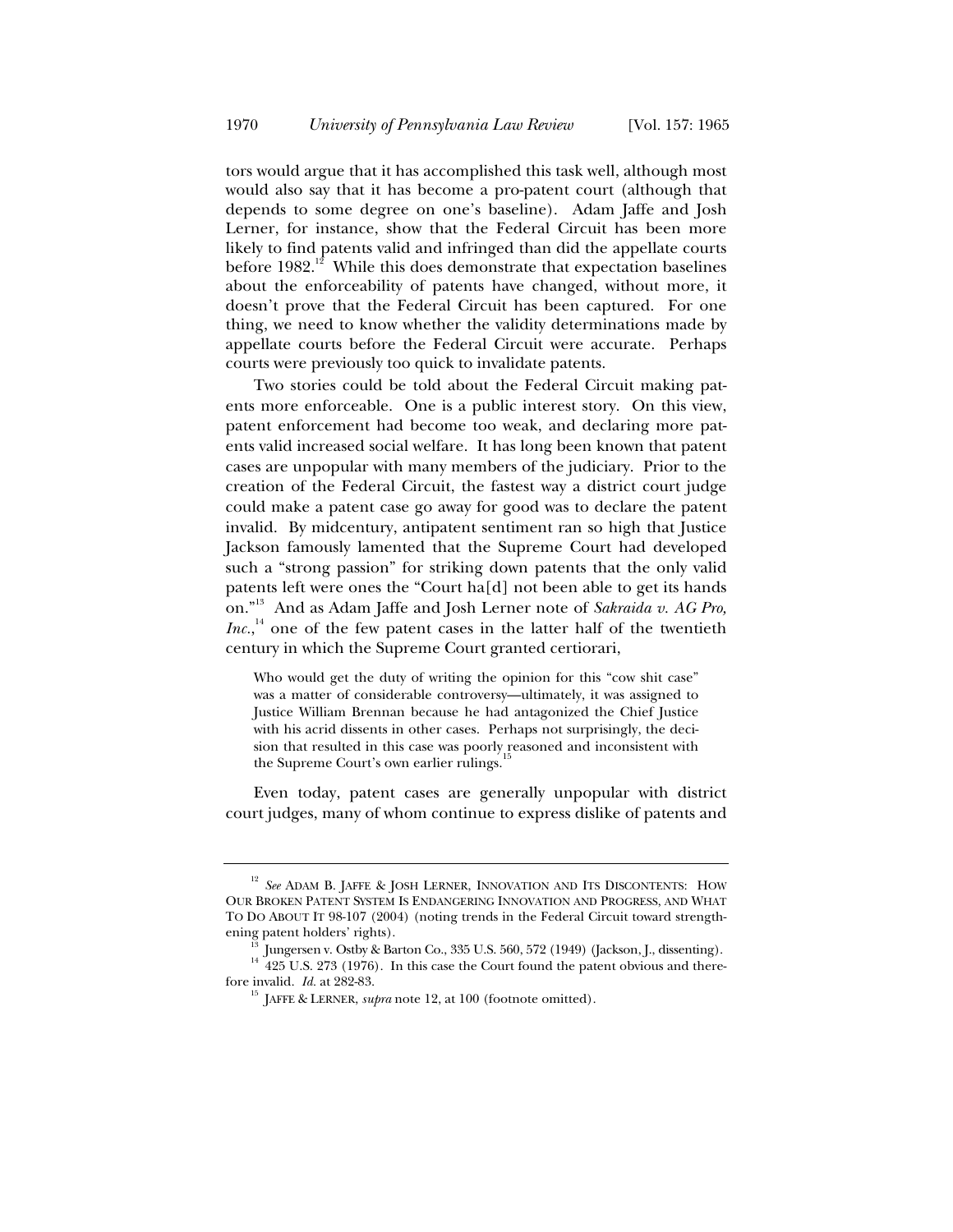tors would argue that it has accomplished this task well, although most would also say that it has become a pro-patent court (although that depends to some degree on one's baseline). Adam Jaffe and Josh Lerner, for instance, show that the Federal Circuit has been more likely to find patents valid and infringed than did the appellate courts before 1982.[12] While this does demonstrate that expectation baselines about the enforceability of patents have changed, without more, it doesn't prove that the Federal Circuit has been captured. For one thing, we need to know whether the validity determinations made by appellate courts before the Federal Circuit were accurate. Perhaps courts were previously too quick to invalidate patents.

Two stories could be told about the Federal Circuit making patents more enforceable. One is a public interest story. On this view, patent enforcement had become too weak, and declaring more patents valid increased social welfare. It has long been known that patent cases are unpopular with many members of the judiciary. Prior to the creation of the Federal Circuit, the fastest way a district court judge could make a patent case go away for good was to declare the patent invalid. By midcentury, antipatent sentiment ran so high that Justice Jackson famously lamented that the Supreme Court had developed such a "strong passion" for striking down patents that the only valid patents left were ones the "Court ha[d] not been able to get its hands on."[13] And as Adam Jaffe and Josh Lerner note of *Sakraida v. AG Pro, Inc.*,[14] one of the few patent cases in the latter half of the twentieth century in which the Supreme Court granted certiorari,

> Who would get the duty of writing the opinion for this "cow shit case" was a matter of considerable controversy—ultimately, it was assigned to Justice William Brennan because he had antagonized the Chief Justice with his acrid dissents in other cases. Perhaps not surprisingly, the decision that resulted in this case was poorly reasoned and inconsistent with the Supreme Court's own earlier rulings.[15]

Even today, patent cases are generally unpopular with district court judges, many of whom continue to express dislike of patents and

---

[12] *See* ADAM B. JAFFE & JOSH LERNER, INNOVATION AND ITS DISCONTENTS: HOW OUR BROKEN PATENT SYSTEM IS ENDANGERING INNOVATION AND PROGRESS, AND WHAT TO DO ABOUT IT 98-107 (2004) (noting trends in the Federal Circuit toward strengthening patent holders' rights).

[13] Jungersen v. Ostby & Barton Co., 335 U.S. 560, 572 (1949) (Jackson, J., dissenting).

[14] 425 U.S. 273 (1976). In this case the Court found the patent obvious and therefore invalid. *Id.* at 282-83.

[15] JAFFE & LERNER, *supra* note 12, at 100 (footnote omitted).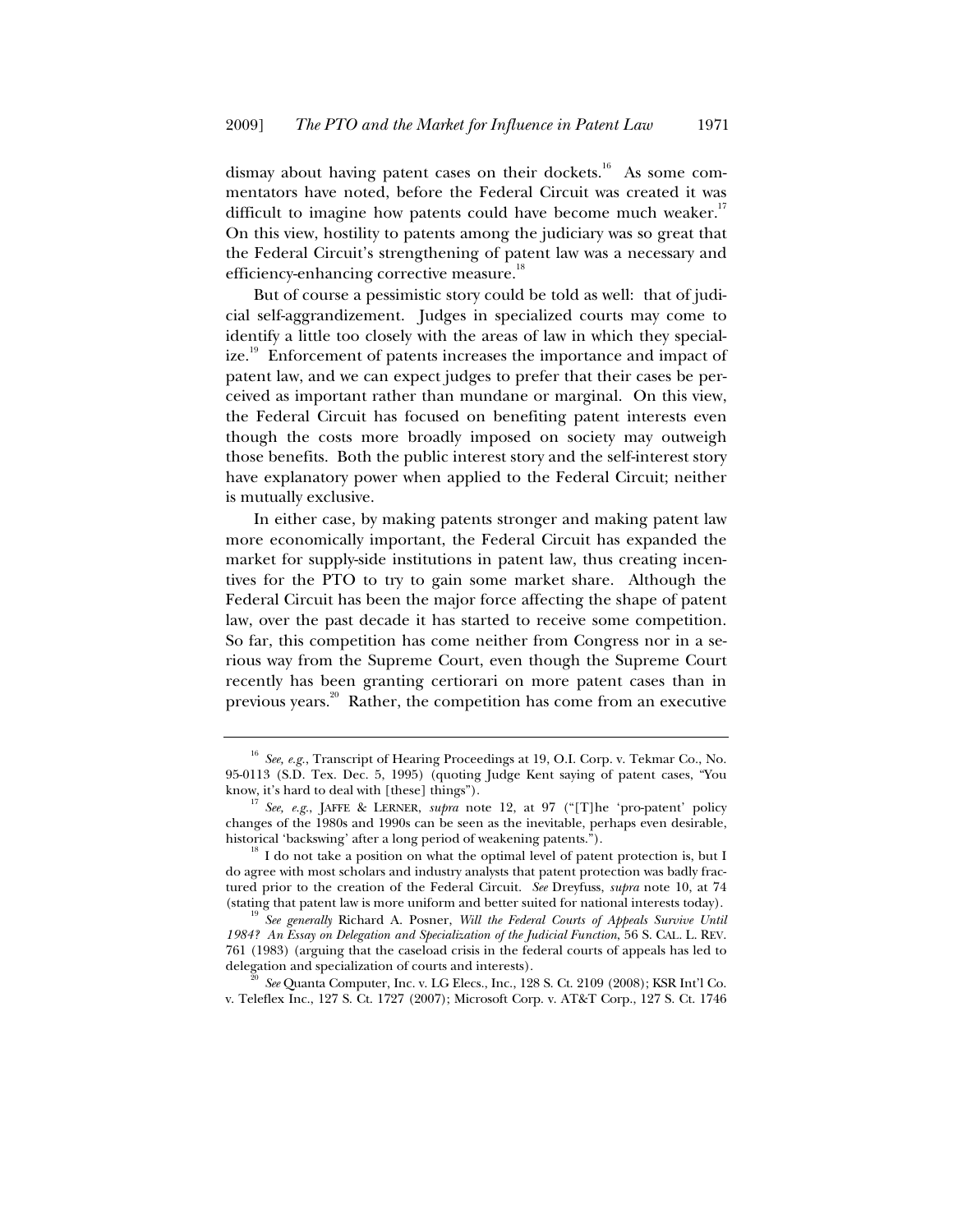dismay about having patent cases on their dockets.[16] As some commentators have noted, before the Federal Circuit was created it was difficult to imagine how patents could have become much weaker.[17] On this view, hostility to patents among the judiciary was so great that the Federal Circuit's strengthening of patent law was a necessary and efficiency-enhancing corrective measure.[18]

But of course a pessimistic story could be told as well: that of judicial self-aggrandizement. Judges in specialized courts may come to identify a little too closely with the areas of law in which they specialize.[19] Enforcement of patents increases the importance and impact of patent law, and we can expect judges to prefer that their cases be perceived as important rather than mundane or marginal. On this view, the Federal Circuit has focused on benefiting patent interests even though the costs more broadly imposed on society may outweigh those benefits. Both the public interest story and the self-interest story have explanatory power when applied to the Federal Circuit; neither is mutually exclusive.

In either case, by making patents stronger and making patent law more economically important, the Federal Circuit has expanded the market for supply-side institutions in patent law, thus creating incentives for the PTO to try to gain some market share. Although the Federal Circuit has been the major force affecting the shape of patent law, over the past decade it has started to receive some competition. So far, this competition has come neither from Congress nor in a serious way from the Supreme Court, even though the Supreme Court recently has been granting certiorari on more patent cases than in previous years.[20] Rather, the competition has come from an executive

---

[16] *See, e.g.*, Transcript of Hearing Proceedings at 19, O.I. Corp. v. Tekmar Co., No. 95-0113 (S.D. Tex. Dec. 5, 1995) (quoting Judge Kent saying of patent cases, "You know, it's hard to deal with [these] things").

[17] *See, e.g.*, JAFFE & LERNER, *supra* note 12, at 97 ("[T]he 'pro-patent' policy changes of the 1980s and 1990s can be seen as the inevitable, perhaps even desirable, historical 'backswing' after a long period of weakening patents.").

[18] I do not take a position on what the optimal level of patent protection is, but I do agree with most scholars and industry analysts that patent protection was badly fractured prior to the creation of the Federal Circuit. *See* Dreyfuss, *supra* note 10, at 74 (stating that patent law is more uniform and better suited for national interests today).

[19] *See generally* Richard A. Posner, *Will the Federal Courts of Appeals Survive Until 1984? An Essay on Delegation and Specialization of the Judicial Function*, 56 S. CAL. L. REV. 761 (1983) (arguing that the caseload crisis in the federal courts of appeals has led to delegation and specialization of courts and interests).

[20] *See* Quanta Computer, Inc. v. LG Elecs., Inc., 128 S. Ct. 2109 (2008); KSR Int'l Co. v. Teleflex Inc., 127 S. Ct. 1727 (2007); Microsoft Corp. v. AT&T Corp., 127 S. Ct. 1746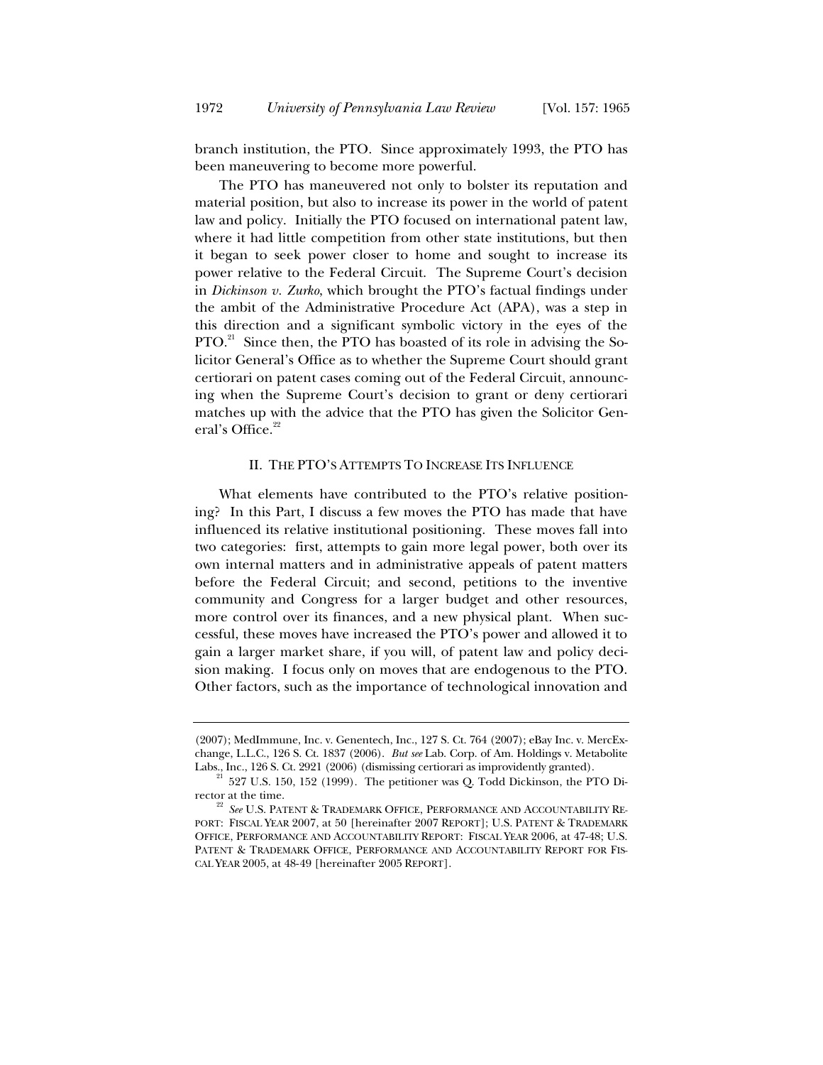branch institution, the PTO. Since approximately 1993, the PTO has been maneuvering to become more powerful.

The PTO has maneuvered not only to bolster its reputation and material position, but also to increase its power in the world of patent law and policy. Initially the PTO focused on international patent law, where it had little competition from other state institutions, but then it began to seek power closer to home and sought to increase its power relative to the Federal Circuit. The Supreme Court's decision in *Dickinson v. Zurko*, which brought the PTO's factual findings under the ambit of the Administrative Procedure Act (APA), was a step in this direction and a significant symbolic victory in the eyes of the PTO.[21] Since then, the PTO has boasted of its role in advising the Solicitor General's Office as to whether the Supreme Court should grant certiorari on patent cases coming out of the Federal Circuit, announcing when the Supreme Court's decision to grant or deny certiorari matches up with the advice that the PTO has given the Solicitor General's Office.[22]

## II. THE PTO'S ATTEMPTS TO INCREASE ITS INFLUENCE

What elements have contributed to the PTO's relative positioning? In this Part, I discuss a few moves the PTO has made that have influenced its relative institutional positioning. These moves fall into two categories: first, attempts to gain more legal power, both over its own internal matters and in administrative appeals of patent matters before the Federal Circuit; and second, petitions to the inventive community and Congress for a larger budget and other resources, more control over its finances, and a new physical plant. When successful, these moves have increased the PTO's power and allowed it to gain a larger market share, if you will, of patent law and policy decision making. I focus only on moves that are endogenous to the PTO. Other factors, such as the importance of technological innovation and

---

(2007); MedImmune, Inc. v. Genentech, Inc., 127 S. Ct. 764 (2007); eBay Inc. v. MercExchange, L.L.C., 126 S. Ct. 1837 (2006). *But see* Lab. Corp. of Am. Holdings v. Metabolite Labs., Inc., 126 S. Ct. 2921 (2006) (dismissing certiorari as improvidently granted).

[21] 527 U.S. 150, 152 (1999). The petitioner was Q. Todd Dickinson, the PTO Director at the time.

[22] *See* U.S. PATENT & TRADEMARK OFFICE, PERFORMANCE AND ACCOUNTABILITY REPORT: FISCAL YEAR 2007, at 50 [hereinafter 2007 REPORT]; U.S. PATENT & TRADEMARK OFFICE, PERFORMANCE AND ACCOUNTABILITY REPORT: FISCAL YEAR 2006, at 47-48; U.S. PATENT & TRADEMARK OFFICE, PERFORMANCE AND ACCOUNTABILITY REPORT FOR FISCAL YEAR 2005, at 48-49 [hereinafter 2005 REPORT].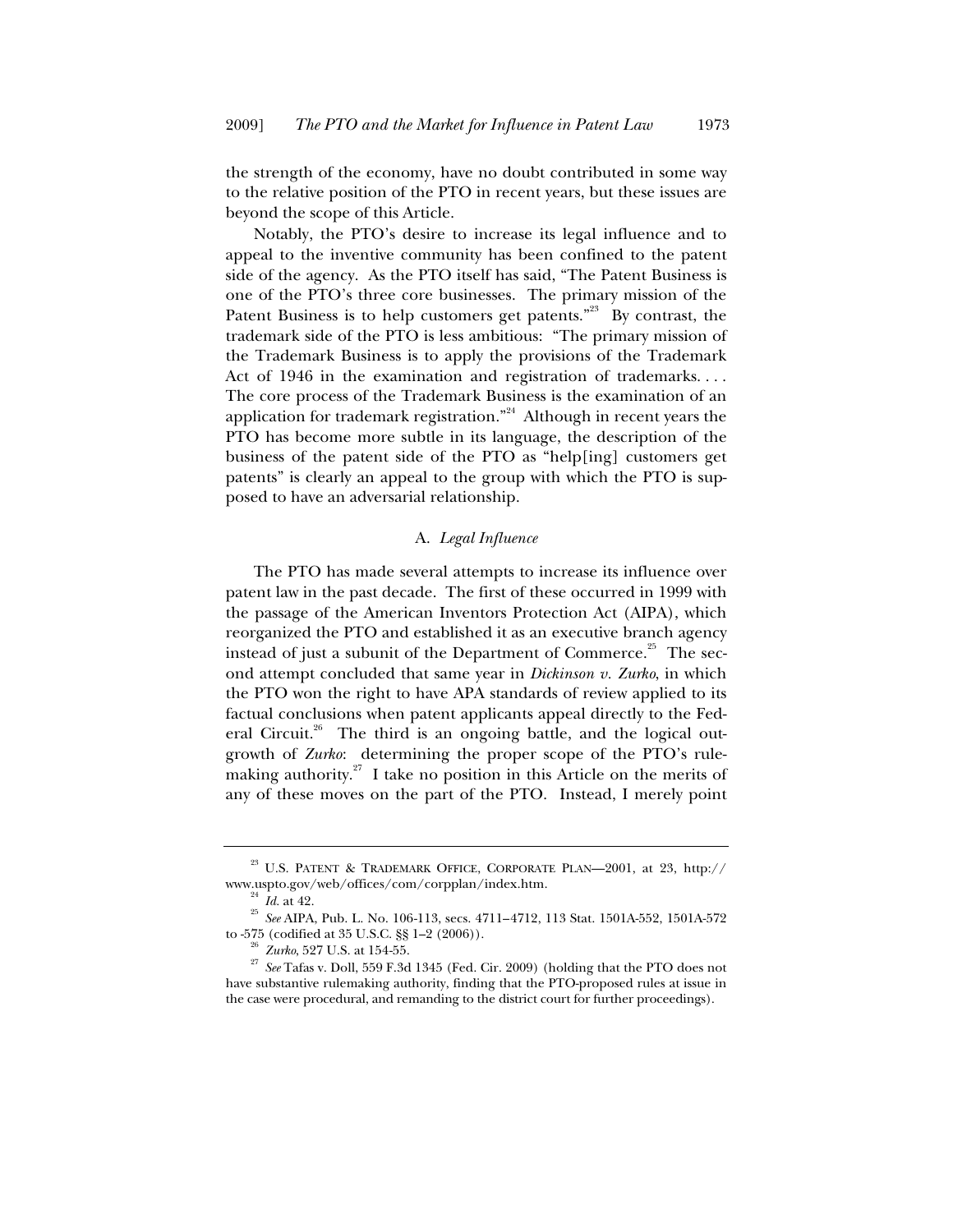the strength of the economy, have no doubt contributed in some way to the relative position of the PTO in recent years, but these issues are beyond the scope of this Article.

Notably, the PTO's desire to increase its legal influence and to appeal to the inventive community has been confined to the patent side of the agency. As the PTO itself has said, "The Patent Business is one of the PTO's three core businesses. The primary mission of the Patent Business is to help customers get patents."[23] By contrast, the trademark side of the PTO is less ambitious: "The primary mission of the Trademark Business is to apply the provisions of the Trademark Act of 1946 in the examination and registration of trademarks. . . . The core process of the Trademark Business is the examination of an application for trademark registration."[24] Although in recent years the PTO has become more subtle in its language, the description of the business of the patent side of the PTO as "help[ing] customers get patents" is clearly an appeal to the group with which the PTO is supposed to have an adversarial relationship.

### A. *Legal Influence*

The PTO has made several attempts to increase its influence over patent law in the past decade. The first of these occurred in 1999 with the passage of the American Inventors Protection Act (AIPA), which reorganized the PTO and established it as an executive branch agency instead of just a subunit of the Department of Commerce.[25] The second attempt concluded that same year in *Dickinson v. Zurko*, in which the PTO won the right to have APA standards of review applied to its factual conclusions when patent applicants appeal directly to the Federal Circuit.[26] The third is an ongoing battle, and the logical outgrowth of *Zurko*: determining the proper scope of the PTO's rulemaking authority.[27] I take no position in this Article on the merits of any of these moves on the part of the PTO. Instead, I merely point

---

[23] U.S. PATENT & TRADEMARK OFFICE, CORPORATE PLAN—2001, at 23, http://www.uspto.gov/web/offices/com/corpplan/index.htm.

[24] *Id.* at 42.

[25] *See* AIPA, Pub. L. No. 106-113, secs. 4711–4712, 113 Stat. 1501A-552, 1501A-572 to -575 (codified at 35 U.S.C. §§ 1–2 (2006)).

[26] *Zurko*, 527 U.S. at 154-55.

[27] *See* Tafas v. Doll, 559 F.3d 1345 (Fed. Cir. 2009) (holding that the PTO does not have substantive rulemaking authority, finding that the PTO-proposed rules at issue in the case were procedural, and remanding to the district court for further proceedings).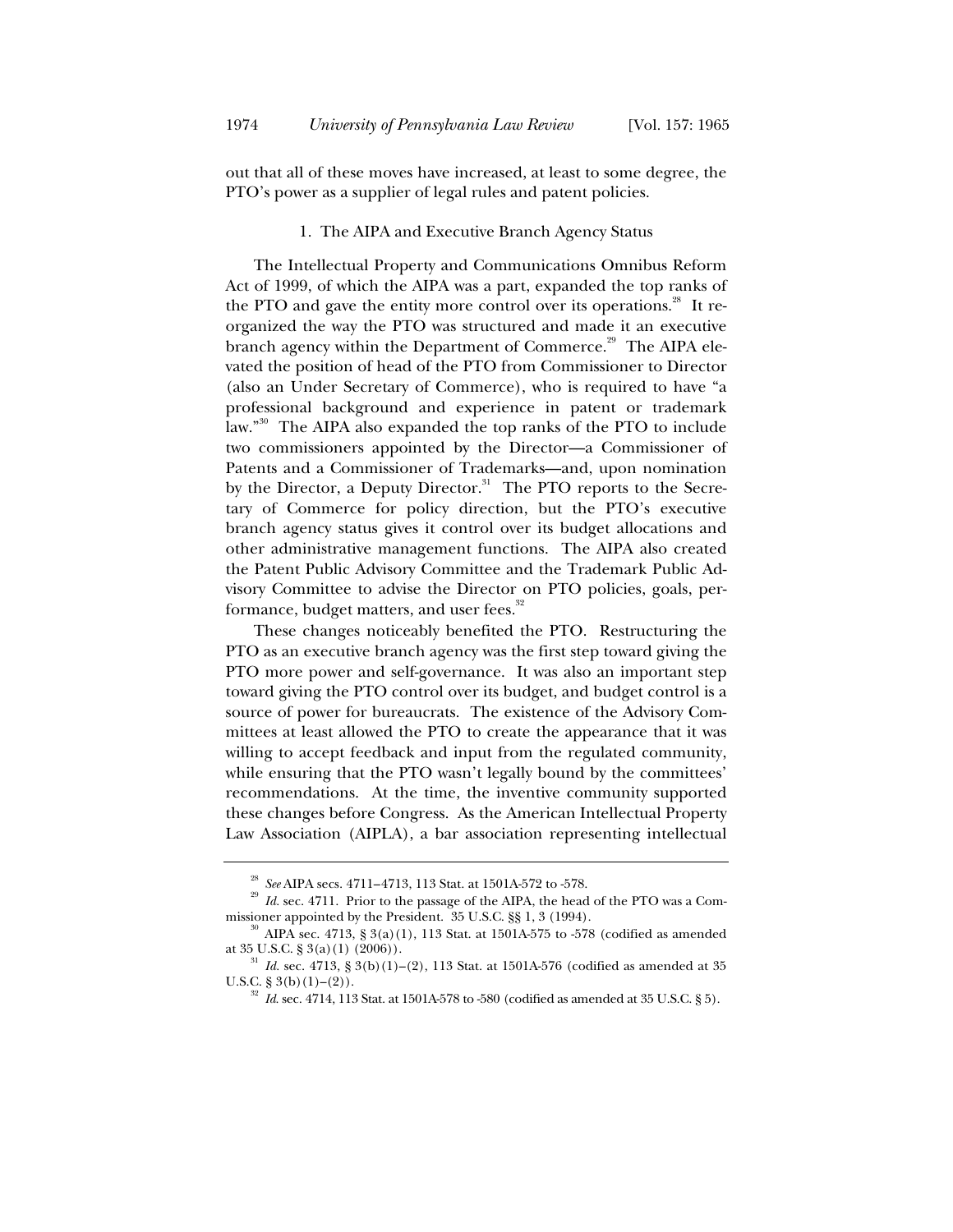out that all of these moves have increased, at least to some degree, the PTO's power as a supplier of legal rules and patent policies.

### 1. The AIPA and Executive Branch Agency Status

The Intellectual Property and Communications Omnibus Reform Act of 1999, of which the AIPA was a part, expanded the top ranks of the PTO and gave the entity more control over its operations.[28] It reorganized the way the PTO was structured and made it an executive branch agency within the Department of Commerce.[29] The AIPA elevated the position of head of the PTO from Commissioner to Director (also an Under Secretary of Commerce), who is required to have "a professional background and experience in patent or trademark law."[30] The AIPA also expanded the top ranks of the PTO to include two commissioners appointed by the Director—a Commissioner of Patents and a Commissioner of Trademarks—and, upon nomination by the Director, a Deputy Director.[31] The PTO reports to the Secretary of Commerce for policy direction, but the PTO's executive branch agency status gives it control over its budget allocations and other administrative management functions. The AIPA also created the Patent Public Advisory Committee and the Trademark Public Advisory Committee to advise the Director on PTO policies, goals, performance, budget matters, and user fees.[32]

These changes noticeably benefited the PTO. Restructuring the PTO as an executive branch agency was the first step toward giving the PTO more power and self-governance. It was also an important step toward giving the PTO control over its budget, and budget control is a source of power for bureaucrats. The existence of the Advisory Committees at least allowed the PTO to create the appearance that it was willing to accept feedback and input from the regulated community, while ensuring that the PTO wasn't legally bound by the committees' recommendations. At the time, the inventive community supported these changes before Congress. As the American Intellectual Property Law Association (AIPLA), a bar association representing intellectual

---

[28] *See* AIPA secs. 4711–4713, 113 Stat. at 1501A-572 to -578.

[29] *Id.* sec. 4711. Prior to the passage of the AIPA, the head of the PTO was a Commissioner appointed by the President. 35 U.S.C. §§ 1, 3 (1994).

[30] AIPA sec. 4713, § 3(a)(1), 113 Stat. at 1501A-575 to -578 (codified as amended at 35 U.S.C. § 3(a)(1) (2006)).

[31] *Id.* sec. 4713, § 3(b)(1)–(2), 113 Stat. at 1501A-576 (codified as amended at 35 U.S.C. § 3(b)(1)–(2)).

[32] *Id.* sec. 4714, 113 Stat. at 1501A-578 to -580 (codified as amended at 35 U.S.C. § 5).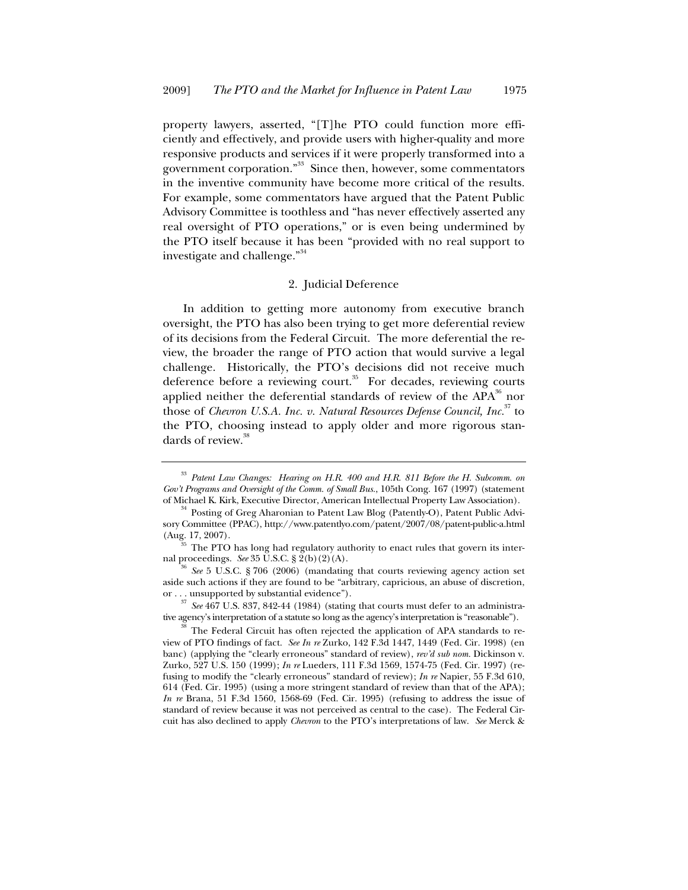property lawyers, asserted, "[T]he PTO could function more efficiently and effectively, and provide users with higher-quality and more responsive products and services if it were properly transformed into a government corporation."[33] Since then, however, some commentators in the inventive community have become more critical of the results. For example, some commentators have argued that the Patent Public Advisory Committee is toothless and "has never effectively asserted any real oversight of PTO operations," or is even being undermined by the PTO itself because it has been "provided with no real support to investigate and challenge."[34]

### 2. Judicial Deference

In addition to getting more autonomy from executive branch oversight, the PTO has also been trying to get more deferential review of its decisions from the Federal Circuit. The more deferential the review, the broader the range of PTO action that would survive a legal challenge. Historically, the PTO's decisions did not receive much deference before a reviewing court.[35] For decades, reviewing courts applied neither the deferential standards of review of the APA[36] nor those of *Chevron U.S.A. Inc. v. Natural Resources Defense Council, Inc.*[37] to the PTO, choosing instead to apply older and more rigorous standards of review.[38]

---

[33] *Patent Law Changes: Hearing on H.R. 400 and H.R. 811 Before the H. Subcomm. on Gov't Programs and Oversight of the Comm. of Small Bus.*, 105th Cong. 167 (1997) (statement of Michael K. Kirk, Executive Director, American Intellectual Property Law Association).

[34] Posting of Greg Aharonian to Patent Law Blog (Patently-O), Patent Public Advisory Committee (PPAC), http://www.patentlyo.com/patent/2007/08/patent-public-a.html (Aug. 17, 2007).

[35] The PTO has long had regulatory authority to enact rules that govern its internal proceedings. *See* 35 U.S.C. § 2(b)(2)(A).

[36] *See* 5 U.S.C. § 706 (2006) (mandating that courts reviewing agency action set aside such actions if they are found to be "arbitrary, capricious, an abuse of discretion, or . . . unsupported by substantial evidence").

[37] *See* 467 U.S. 837, 842-44 (1984) (stating that courts must defer to an administrative agency's interpretation of a statute so long as the agency's interpretation is "reasonable").

[38] The Federal Circuit has often rejected the application of APA standards to review of PTO findings of fact. *See In re* Zurko, 142 F.3d 1447, 1449 (Fed. Cir. 1998) (en banc) (applying the "clearly erroneous" standard of review), *rev'd sub nom.* Dickinson v. Zurko, 527 U.S. 150 (1999); *In re* Lueders, 111 F.3d 1569, 1574-75 (Fed. Cir. 1997) (refusing to modify the "clearly erroneous" standard of review); *In re* Napier, 55 F.3d 610, 614 (Fed. Cir. 1995) (using a more stringent standard of review than that of the APA); *In re* Brana, 51 F.3d 1560, 1568-69 (Fed. Cir. 1995) (refusing to address the issue of standard of review because it was not perceived as central to the case). The Federal Circuit has also declined to apply *Chevron* to the PTO's interpretations of law. *See* Merck &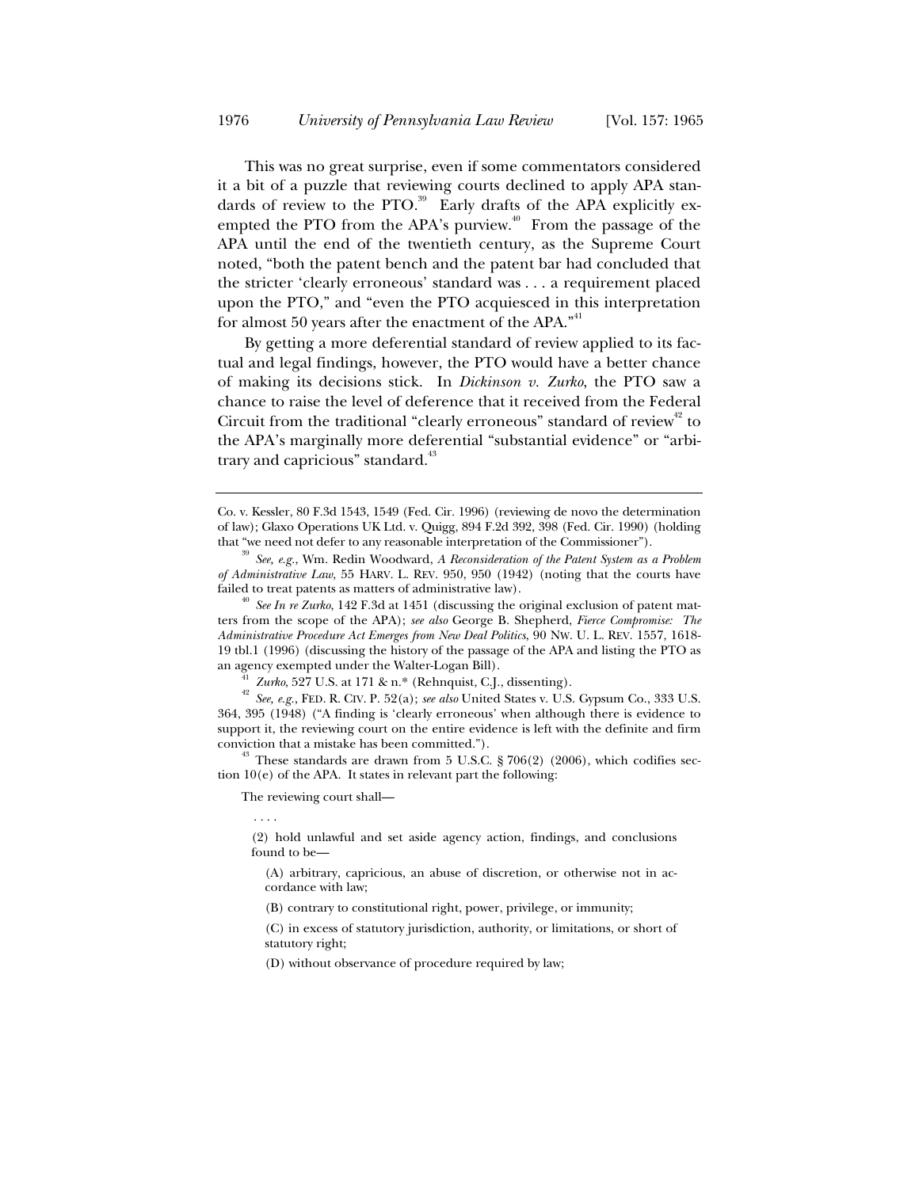This was no great surprise, even if some commentators considered it a bit of a puzzle that reviewing courts declined to apply APA standards of review to the PTO.[39] Early drafts of the APA explicitly exempted the PTO from the APA's purview.[40] From the passage of the APA until the end of the twentieth century, as the Supreme Court noted, "both the patent bench and the patent bar had concluded that the stricter 'clearly erroneous' standard was . . . a requirement placed upon the PTO," and "even the PTO acquiesced in this interpretation for almost 50 years after the enactment of the APA."[41]

By getting a more deferential standard of review applied to its factual and legal findings, however, the PTO would have a better chance of making its decisions stick. In *Dickinson v. Zurko*, the PTO saw a chance to raise the level of deference that it received from the Federal Circuit from the traditional "clearly erroneous" standard of review[42] to the APA's marginally more deferential "substantial evidence" or "arbitrary and capricious" standard.[43]

---

Co. v. Kessler, 80 F.3d 1543, 1549 (Fed. Cir. 1996) (reviewing de novo the determination of law); Glaxo Operations UK Ltd. v. Quigg, 894 F.2d 392, 398 (Fed. Cir. 1990) (holding that "we need not defer to any reasonable interpretation of the Commissioner").

[39] *See, e.g.*, Wm. Redin Woodward, *A Reconsideration of the Patent System as a Problem of Administrative Law*, 55 HARV. L. REV. 950, 950 (1942) (noting that the courts have failed to treat patents as matters of administrative law).

[40] *See In re Zurko*, 142 F.3d at 1451 (discussing the original exclusion of patent matters from the scope of the APA); *see also* George B. Shepherd, *Fierce Compromise: The Administrative Procedure Act Emerges from New Deal Politics*, 90 NW. U. L. REV. 1557, 1618-19 tbl.1 (1996) (discussing the history of the passage of the APA and listing the PTO as an agency exempted under the Walter-Logan Bill).

[41] *Zurko*, 527 U.S. at 171 & n.* (Rehnquist, C.J., dissenting).

[42] *See, e.g.*, FED. R. CIV. P. 52(a); *see also* United States v. U.S. Gypsum Co., 333 U.S. 364, 395 (1948) ("A finding is 'clearly erroneous' when although there is evidence to support it, the reviewing court on the entire evidence is left with the definite and firm conviction that a mistake has been committed.").

[43] These standards are drawn from 5 U.S.C. § 706(2) (2006), which codifies section 10(e) of the APA. It states in relevant part the following:

> The reviewing court shall—
>
> . . . .
>
> (2) hold unlawful and set aside agency action, findings, and conclusions found to be—
>
> (A) arbitrary, capricious, an abuse of discretion, or otherwise not in accordance with law;
>
> (B) contrary to constitutional right, power, privilege, or immunity;
>
> (C) in excess of statutory jurisdiction, authority, or limitations, or short of statutory right;
>
> (D) without observance of procedure required by law;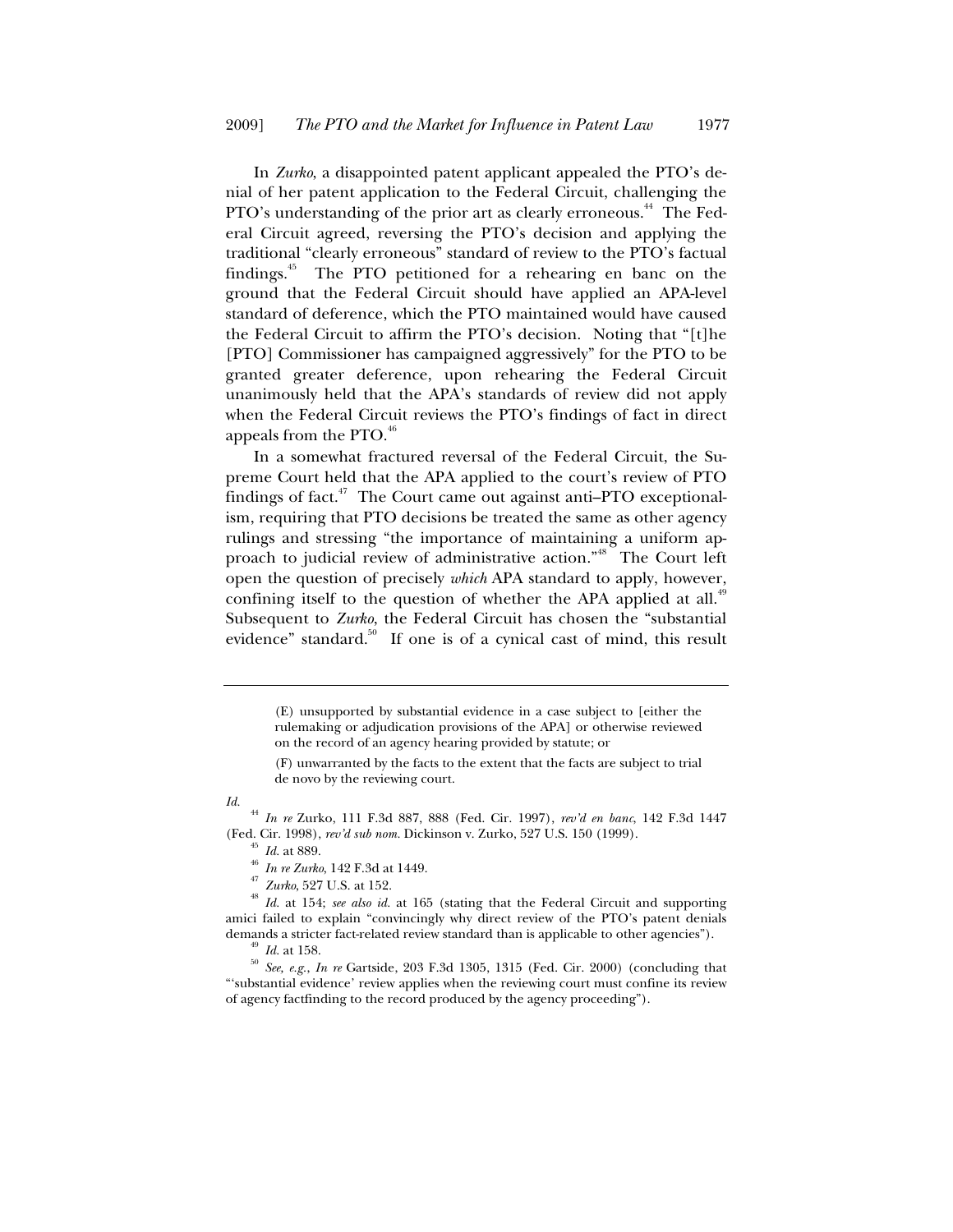In *Zurko*, a disappointed patent applicant appealed the PTO's denial of her patent application to the Federal Circuit, challenging the PTO's understanding of the prior art as clearly erroneous.[44] The Federal Circuit agreed, reversing the PTO's decision and applying the traditional "clearly erroneous" standard of review to the PTO's factual findings.[45] The PTO petitioned for a rehearing en banc on the ground that the Federal Circuit should have applied an APA-level standard of deference, which the PTO maintained would have caused the Federal Circuit to affirm the PTO's decision. Noting that "[t]he [PTO] Commissioner has campaigned aggressively" for the PTO to be granted greater deference, upon rehearing the Federal Circuit unanimously held that the APA's standards of review did not apply when the Federal Circuit reviews the PTO's findings of fact in direct appeals from the PTO.[46]

In a somewhat fractured reversal of the Federal Circuit, the Supreme Court held that the APA applied to the court's review of PTO findings of fact.[47] The Court came out against anti–PTO exceptionalism, requiring that PTO decisions be treated the same as other agency rulings and stressing "the importance of maintaining a uniform approach to judicial review of administrative action."[48] The Court left open the question of precisely *which* APA standard to apply, however, confining itself to the question of whether the APA applied at all.[49] Subsequent to *Zurko*, the Federal Circuit has chosen the "substantial evidence" standard.[50] If one is of a cynical cast of mind, this result

---

> (E) unsupported by substantial evidence in a case subject to [either the rulemaking or adjudication provisions of the APA] or otherwise reviewed on the record of an agency hearing provided by statute; or
>
> (F) unwarranted by the facts to the extent that the facts are subject to trial de novo by the reviewing court.

*Id.*

[44] *In re* Zurko, 111 F.3d 887, 888 (Fed. Cir. 1997), *rev'd en banc*, 142 F.3d 1447 (Fed. Cir. 1998), *rev'd sub nom.* Dickinson v. Zurko, 527 U.S. 150 (1999).

[45] *Id.* at 889.

[46] *In re Zurko*, 142 F.3d at 1449.

[47] *Zurko*, 527 U.S. at 152.

[48] *Id.* at 154; *see also id.* at 165 (stating that the Federal Circuit and supporting amici failed to explain "convincingly why direct review of the PTO's patent denials demands a stricter fact-related review standard than is applicable to other agencies").

[49] *Id.* at 158.

[50] *See, e.g.*, *In re* Gartside, 203 F.3d 1305, 1315 (Fed. Cir. 2000) (concluding that "'substantial evidence' review applies when the reviewing court must confine its review of agency factfinding to the record produced by the agency proceeding").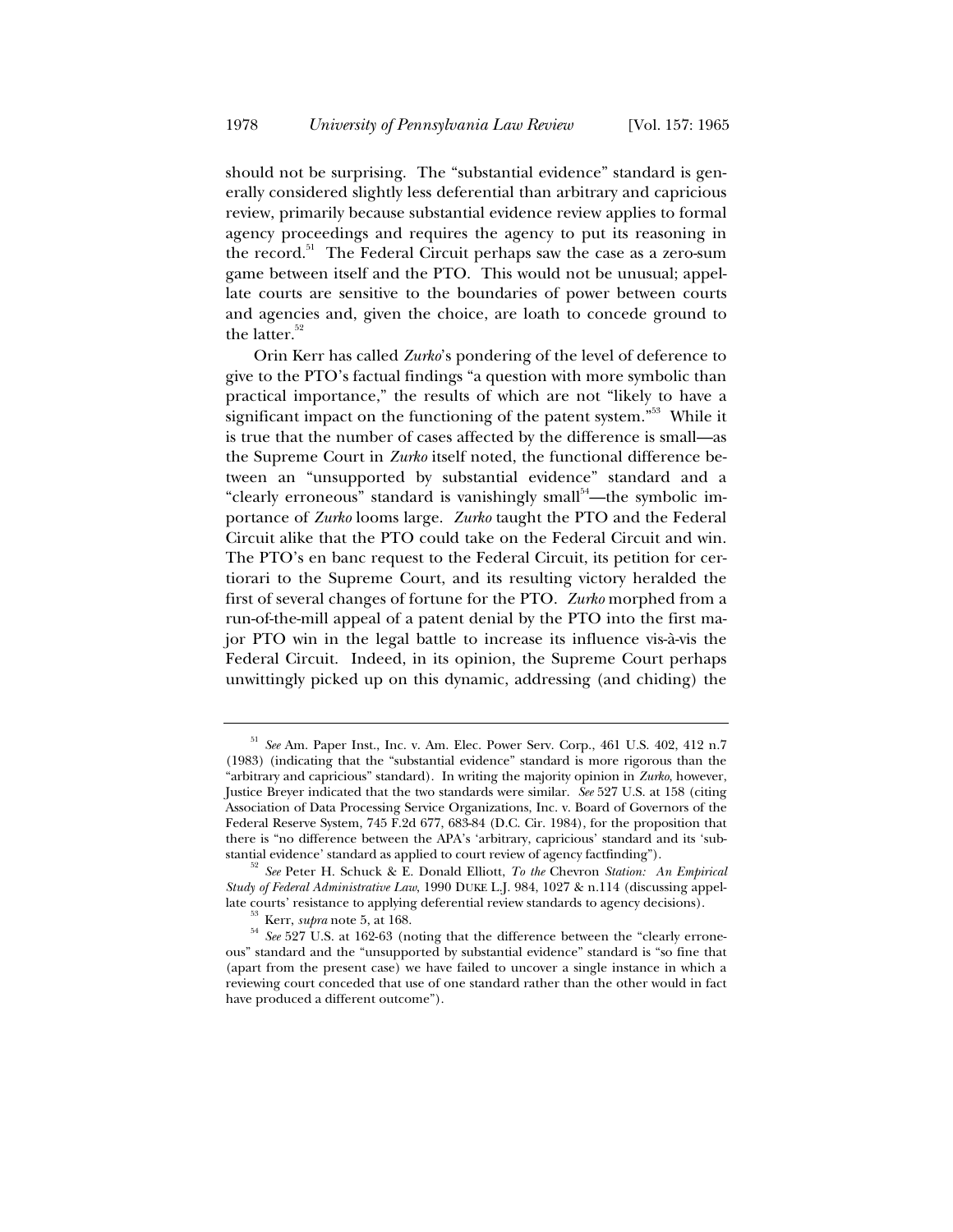should not be surprising. The "substantial evidence" standard is generally considered slightly less deferential than arbitrary and capricious review, primarily because substantial evidence review applies to formal agency proceedings and requires the agency to put its reasoning in the record.[51] The Federal Circuit perhaps saw the case as a zero-sum game between itself and the PTO. This would not be unusual; appellate courts are sensitive to the boundaries of power between courts and agencies and, given the choice, are loath to concede ground to the latter.[52]

Orin Kerr has called *Zurko*'s pondering of the level of deference to give to the PTO's factual findings "a question with more symbolic than practical importance," the results of which are not "likely to have a significant impact on the functioning of the patent system."[53] While it is true that the number of cases affected by the difference is small—as the Supreme Court in *Zurko* itself noted, the functional difference between an "unsupported by substantial evidence" standard and a "clearly erroneous" standard is vanishingly small[54]—the symbolic importance of *Zurko* looms large. *Zurko* taught the PTO and the Federal Circuit alike that the PTO could take on the Federal Circuit and win. The PTO's en banc request to the Federal Circuit, its petition for certiorari to the Supreme Court, and its resulting victory heralded the first of several changes of fortune for the PTO. *Zurko* morphed from a run-of-the-mill appeal of a patent denial by the PTO into the first major PTO win in the legal battle to increase its influence vis-à-vis the Federal Circuit. Indeed, in its opinion, the Supreme Court perhaps unwittingly picked up on this dynamic, addressing (and chiding) the

---

[51] *See* Am. Paper Inst., Inc. v. Am. Elec. Power Serv. Corp., 461 U.S. 402, 412 n.7 (1983) (indicating that the "substantial evidence" standard is more rigorous than the "arbitrary and capricious" standard). In writing the majority opinion in *Zurko*, however, Justice Breyer indicated that the two standards were similar. *See* 527 U.S. at 158 (citing Association of Data Processing Service Organizations, Inc. v. Board of Governors of the Federal Reserve System, 745 F.2d 677, 683-84 (D.C. Cir. 1984), for the proposition that there is "no difference between the APA's 'arbitrary, capricious' standard and its 'substantial evidence' standard as applied to court review of agency factfinding").

[52] *See* Peter H. Schuck & E. Donald Elliott, *To the* Chevron *Station: An Empirical Study of Federal Administrative Law*, 1990 DUKE L.J. 984, 1027 & n.114 (discussing appellate courts' resistance to applying deferential review standards to agency decisions).

[53] Kerr, *supra* note 5, at 168.

[54] *See* 527 U.S. at 162-63 (noting that the difference between the "clearly erroneous" standard and the "unsupported by substantial evidence" standard is "so fine that (apart from the present case) we have failed to uncover a single instance in which a reviewing court conceded that use of one standard rather than the other would in fact have produced a different outcome").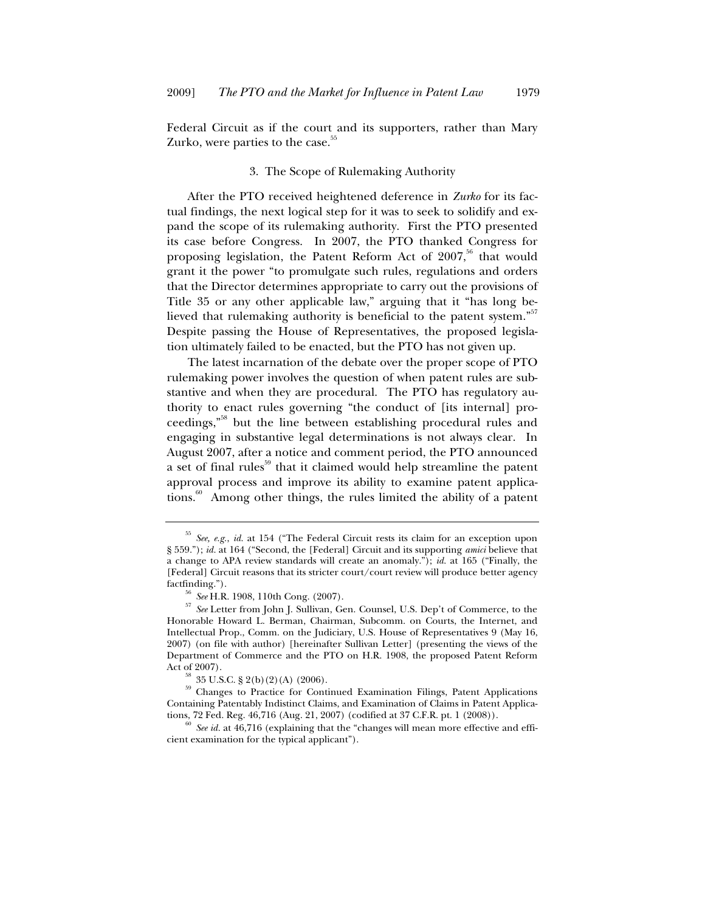Federal Circuit as if the court and its supporters, rather than Mary Zurko, were parties to the case.[55]

### 3. The Scope of Rulemaking Authority

After the PTO received heightened deference in *Zurko* for its factual findings, the next logical step for it was to seek to solidify and expand the scope of its rulemaking authority. First the PTO presented its case before Congress. In 2007, the PTO thanked Congress for proposing legislation, the Patent Reform Act of 2007,[56] that would grant it the power "to promulgate such rules, regulations and orders that the Director determines appropriate to carry out the provisions of Title 35 or any other applicable law," arguing that it "has long believed that rulemaking authority is beneficial to the patent system."[57] Despite passing the House of Representatives, the proposed legislation ultimately failed to be enacted, but the PTO has not given up.

The latest incarnation of the debate over the proper scope of PTO rulemaking power involves the question of when patent rules are substantive and when they are procedural. The PTO has regulatory authority to enact rules governing "the conduct of [its internal] proceedings,"[58] but the line between establishing procedural rules and engaging in substantive legal determinations is not always clear. In August 2007, after a notice and comment period, the PTO announced a set of final rules[59] that it claimed would help streamline the patent approval process and improve its ability to examine patent applications.[60] Among other things, the rules limited the ability of a patent

---

[55] *See, e.g.*, *id.* at 154 ("The Federal Circuit rests its claim for an exception upon § 559."); *id.* at 164 ("Second, the [Federal] Circuit and its supporting *amici* believe that a change to APA review standards will create an anomaly."); *id.* at 165 ("Finally, the [Federal] Circuit reasons that its stricter court/court review will produce better agency factfinding.").

[56] *See* H.R. 1908, 110th Cong. (2007).

[57] *See* Letter from John J. Sullivan, Gen. Counsel, U.S. Dep't of Commerce, to the Honorable Howard L. Berman, Chairman, Subcomm. on Courts, the Internet, and Intellectual Prop., Comm. on the Judiciary, U.S. House of Representatives 9 (May 16, 2007) (on file with author) [hereinafter Sullivan Letter] (presenting the views of the Department of Commerce and the PTO on H.R. 1908, the proposed Patent Reform Act of 2007).

[58] 35 U.S.C. § 2(b)(2)(A) (2006).

[59] Changes to Practice for Continued Examination Filings, Patent Applications Containing Patentably Indistinct Claims, and Examination of Claims in Patent Applications, 72 Fed. Reg. 46,716 (Aug. 21, 2007) (codified at 37 C.F.R. pt. 1 (2008)).

[60] *See id.* at 46,716 (explaining that the "changes will mean more effective and efficient examination for the typical applicant").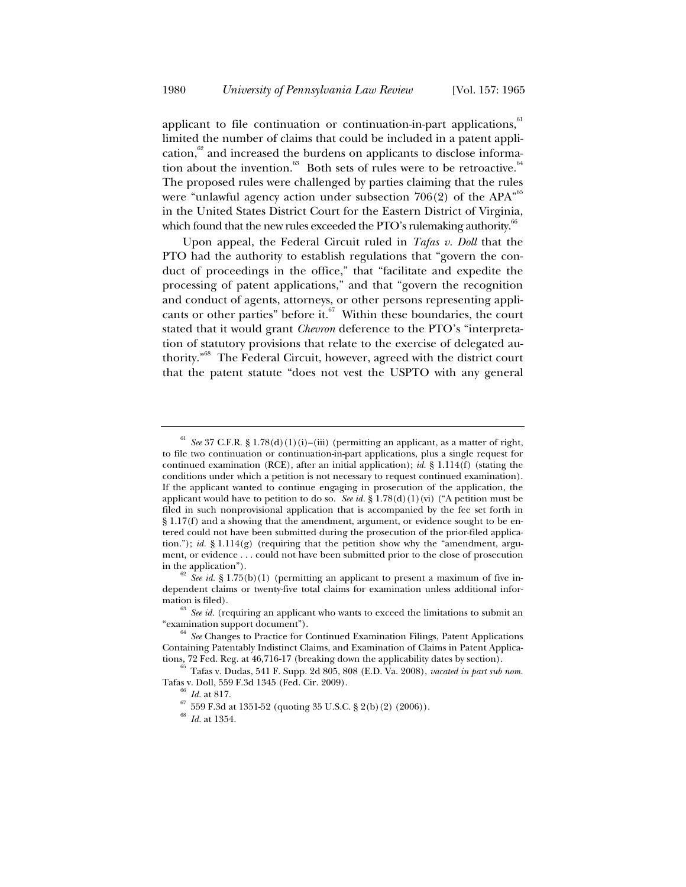applicant to file continuation or continuation-in-part applications,[61] limited the number of claims that could be included in a patent application,[62] and increased the burdens on applicants to disclose information about the invention.[63] Both sets of rules were to be retroactive.[64] The proposed rules were challenged by parties claiming that the rules were "unlawful agency action under subsection 706(2) of the APA"[65] in the United States District Court for the Eastern District of Virginia, which found that the new rules exceeded the PTO's rulemaking authority.[66]

Upon appeal, the Federal Circuit ruled in *Tafas v. Doll* that the PTO had the authority to establish regulations that "govern the conduct of proceedings in the office," that "facilitate and expedite the processing of patent applications," and that "govern the recognition and conduct of agents, attorneys, or other persons representing applicants or other parties" before it.[67] Within these boundaries, the court stated that it would grant *Chevron* deference to the PTO's "interpretation of statutory provisions that relate to the exercise of delegated authority."[68] The Federal Circuit, however, agreed with the district court that the patent statute "does not vest the USPTO with any general

---

[61] *See* 37 C.F.R. § 1.78(d)(1)(i)–(iii) (permitting an applicant, as a matter of right, to file two continuation or continuation-in-part applications, plus a single request for continued examination (RCE), after an initial application); *id.* § 1.114(f) (stating the conditions under which a petition is not necessary to request continued examination). If the applicant wanted to continue engaging in prosecution of the application, the applicant would have to petition to do so. *See id.* § 1.78(d)(1)(vi) ("A petition must be filed in such nonprovisional application that is accompanied by the fee set forth in § 1.17(f) and a showing that the amendment, argument, or evidence sought to be entered could not have been submitted during the prosecution of the prior-filed application."); *id.* § 1.114(g) (requiring that the petition show why the "amendment, argument, or evidence . . . could not have been submitted prior to the close of prosecution in the application").

[62] *See id.* § 1.75(b)(1) (permitting an applicant to present a maximum of five independent claims or twenty-five total claims for examination unless additional information is filed).

[63] *See id.* (requiring an applicant who wants to exceed the limitations to submit an "examination support document").

[64] *See* Changes to Practice for Continued Examination Filings, Patent Applications Containing Patentably Indistinct Claims, and Examination of Claims in Patent Applications, 72 Fed. Reg. at 46,716-17 (breaking down the applicability dates by section).

[65] Tafas v. Dudas, 541 F. Supp. 2d 805, 808 (E.D. Va. 2008), *vacated in part sub nom.* Tafas v. Doll, 559 F.3d 1345 (Fed. Cir. 2009).

[66] *Id.* at 817.

[67] 559 F.3d at 1351-52 (quoting 35 U.S.C. § 2(b)(2) (2006)).

[68] *Id.* at 1354.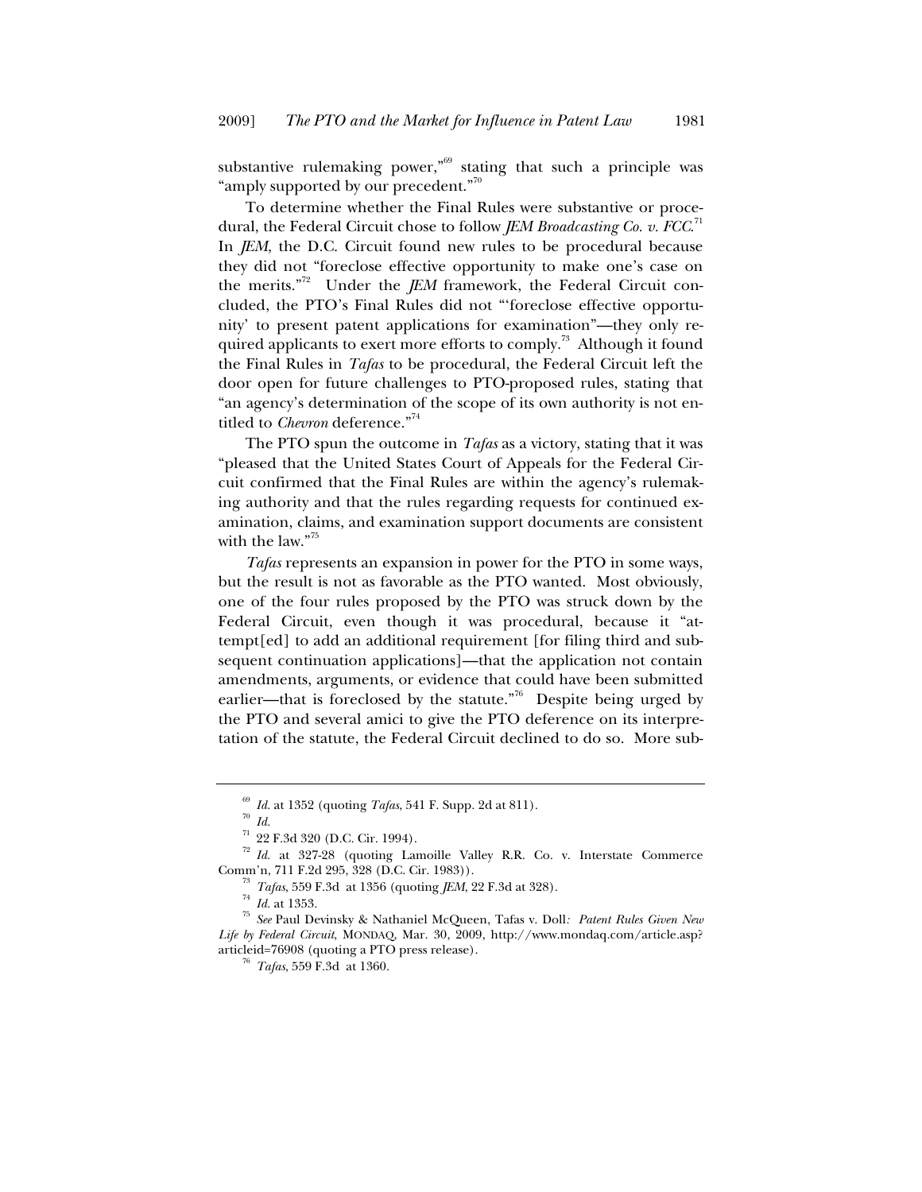substantive rulemaking power,"[69] stating that such a principle was "amply supported by our precedent."[70]

To determine whether the Final Rules were substantive or procedural, the Federal Circuit chose to follow *JEM Broadcasting Co. v. FCC*.[71] In *JEM*, the D.C. Circuit found new rules to be procedural because they did not "foreclose effective opportunity to make one's case on the merits."[72] Under the *JEM* framework, the Federal Circuit concluded, the PTO's Final Rules did not "'foreclose effective opportunity' to present patent applications for examination"—they only required applicants to exert more efforts to comply.[73] Although it found the Final Rules in *Tafas* to be procedural, the Federal Circuit left the door open for future challenges to PTO-proposed rules, stating that "an agency's determination of the scope of its own authority is not entitled to *Chevron* deference."[74]

The PTO spun the outcome in *Tafas* as a victory, stating that it was "pleased that the United States Court of Appeals for the Federal Circuit confirmed that the Final Rules are within the agency's rulemaking authority and that the rules regarding requests for continued examination, claims, and examination support documents are consistent with the law."[75]

*Tafas* represents an expansion in power for the PTO in some ways, but the result is not as favorable as the PTO wanted. Most obviously, one of the four rules proposed by the PTO was struck down by the Federal Circuit, even though it was procedural, because it "attempt[ed] to add an additional requirement [for filing third and subsequent continuation applications]—that the application not contain amendments, arguments, or evidence that could have been submitted earlier—that is foreclosed by the statute."[76] Despite being urged by the PTO and several amici to give the PTO deference on its interpretation of the statute, the Federal Circuit declined to do so. More sub-

---

[69] *Id.* at 1352 (quoting *Tafas*, 541 F. Supp. 2d at 811).

[70] *Id.*

[71] 22 F.3d 320 (D.C. Cir. 1994).

[72] *Id.* at 327-28 (quoting Lamoille Valley R.R. Co. v. Interstate Commerce Comm'n, 711 F.2d 295, 328 (D.C. Cir. 1983)).

[73] *Tafas*, 559 F.3d at 1356 (quoting *JEM*, 22 F.3d at 328).

[74] *Id.* at 1353.

[75] *See* Paul Devinsky & Nathaniel McQueen, Tafas v. Doll*: Patent Rules Given New Life by Federal Circuit*, MONDAQ, Mar. 30, 2009, http://www.mondaq.com/article.asp?articleid=76908 (quoting a PTO press release).

[76] *Tafas*, 559 F.3d at 1360.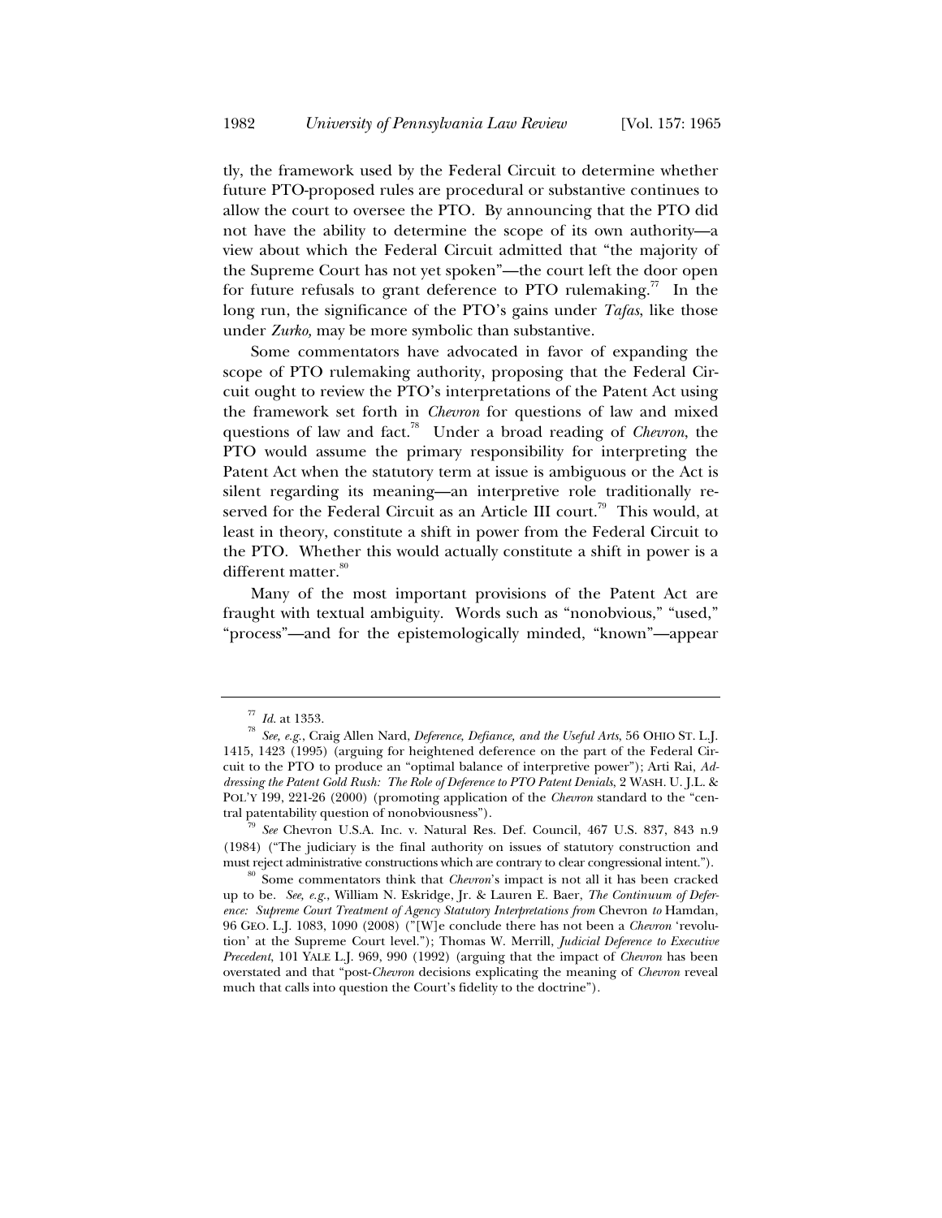tly, the framework used by the Federal Circuit to determine whether future PTO-proposed rules are procedural or substantive continues to allow the court to oversee the PTO. By announcing that the PTO did not have the ability to determine the scope of its own authority—a view about which the Federal Circuit admitted that "the majority of the Supreme Court has not yet spoken"—the court left the door open for future refusals to grant deference to PTO rulemaking.[77] In the long run, the significance of the PTO's gains under *Tafas*, like those under *Zurko,* may be more symbolic than substantive.

Some commentators have advocated in favor of expanding the scope of PTO rulemaking authority, proposing that the Federal Circuit ought to review the PTO's interpretations of the Patent Act using the framework set forth in *Chevron* for questions of law and mixed questions of law and fact.[78] Under a broad reading of *Chevron*, the PTO would assume the primary responsibility for interpreting the Patent Act when the statutory term at issue is ambiguous or the Act is silent regarding its meaning—an interpretive role traditionally reserved for the Federal Circuit as an Article III court.[79] This would, at least in theory, constitute a shift in power from the Federal Circuit to the PTO. Whether this would actually constitute a shift in power is a different matter.[80]

Many of the most important provisions of the Patent Act are fraught with textual ambiguity. Words such as "nonobvious," "used," "process"—and for the epistemologically minded, "known"—appear

---

[77] *Id.* at 1353.

[78] *See, e.g.*, Craig Allen Nard, *Deference, Defiance, and the Useful Arts*, 56 OHIO ST. L.J. 1415, 1423 (1995) (arguing for heightened deference on the part of the Federal Circuit to the PTO to produce an "optimal balance of interpretive power"); Arti Rai, *Addressing the Patent Gold Rush: The Role of Deference to PTO Patent Denials*, 2 WASH. U. J.L. & POL'Y 199, 221-26 (2000) (promoting application of the *Chevron* standard to the "central patentability question of nonobviousness").

[79] *See* Chevron U.S.A. Inc. v. Natural Res. Def. Council, 467 U.S. 837, 843 n.9 (1984) ("The judiciary is the final authority on issues of statutory construction and must reject administrative constructions which are contrary to clear congressional intent.").

[80] Some commentators think that *Chevron*'s impact is not all it has been cracked up to be. *See, e.g.*, William N. Eskridge, Jr. & Lauren E. Baer, *The Continuum of Deference: Supreme Court Treatment of Agency Statutory Interpretations from* Chevron *to* Hamdan, 96 GEO. L.J. 1083, 1090 (2008) ("[W]e conclude there has not been a *Chevron* 'revolution' at the Supreme Court level."); Thomas W. Merrill, *Judicial Deference to Executive Precedent*, 101 YALE L.J. 969, 990 (1992) (arguing that the impact of *Chevron* has been overstated and that "post-*Chevron* decisions explicating the meaning of *Chevron* reveal much that calls into question the Court's fidelity to the doctrine").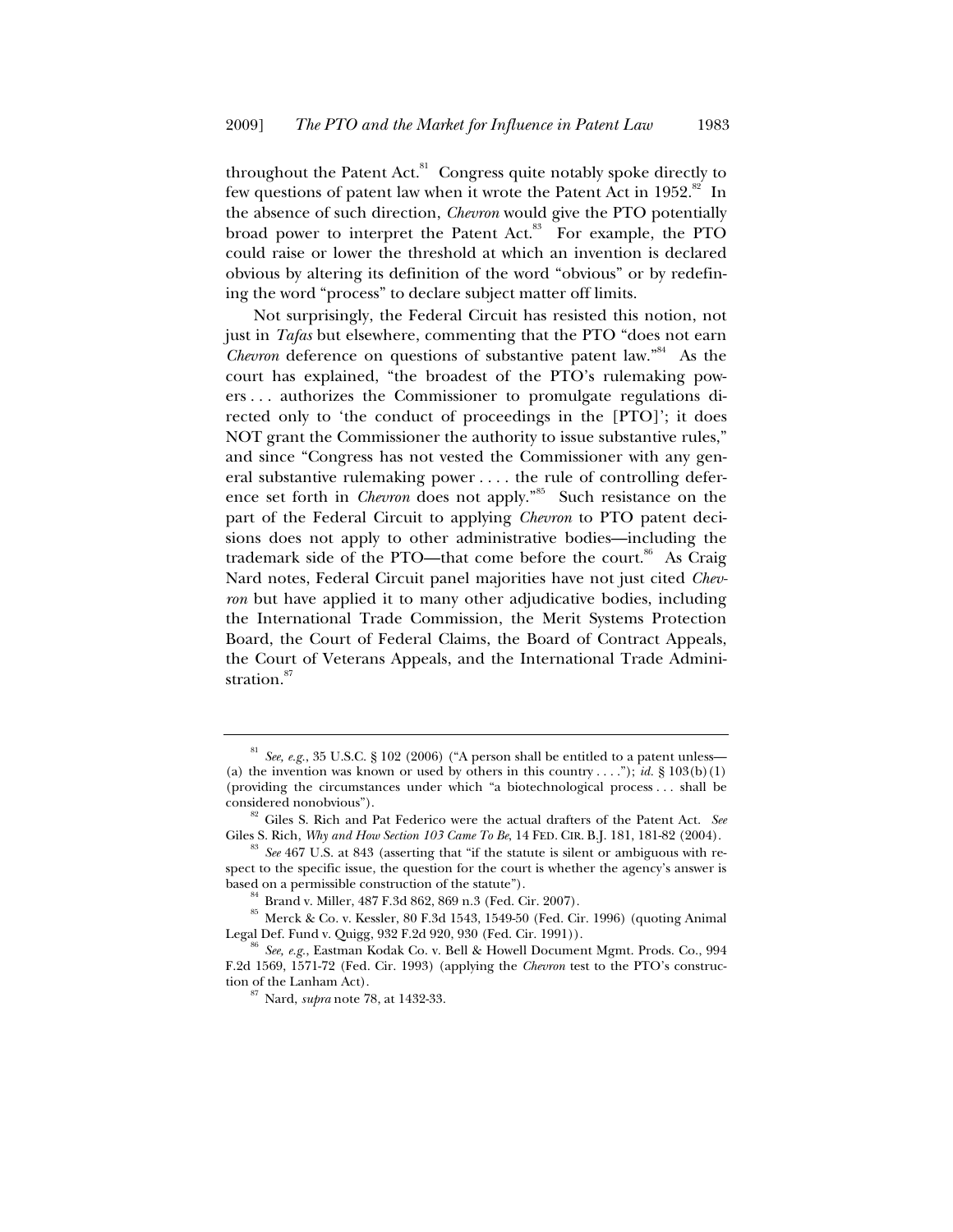throughout the Patent Act.[81] Congress quite notably spoke directly to few questions of patent law when it wrote the Patent Act in 1952.[82] In the absence of such direction, *Chevron* would give the PTO potentially broad power to interpret the Patent Act.[83] For example, the PTO could raise or lower the threshold at which an invention is declared obvious by altering its definition of the word "obvious" or by redefining the word "process" to declare subject matter off limits.

Not surprisingly, the Federal Circuit has resisted this notion, not just in *Tafas* but elsewhere, commenting that the PTO "does not earn *Chevron* deference on questions of substantive patent law."[84] As the court has explained, "the broadest of the PTO's rulemaking powers . . . authorizes the Commissioner to promulgate regulations directed only to 'the conduct of proceedings in the [PTO]'; it does NOT grant the Commissioner the authority to issue substantive rules," and since "Congress has not vested the Commissioner with any general substantive rulemaking power . . . . the rule of controlling deference set forth in *Chevron* does not apply."[85] Such resistance on the part of the Federal Circuit to applying *Chevron* to PTO patent decisions does not apply to other administrative bodies—including the trademark side of the PTO—that come before the court.[86] As Craig Nard notes, Federal Circuit panel majorities have not just cited *Chevron* but have applied it to many other adjudicative bodies, including the International Trade Commission, the Merit Systems Protection Board, the Court of Federal Claims, the Board of Contract Appeals, the Court of Veterans Appeals, and the International Trade Administration.[87]

---

[81] *See, e.g.*, 35 U.S.C. § 102 (2006) ("A person shall be entitled to a patent unless— (a) the invention was known or used by others in this country . . . ."); *id.* § 103(b)(1) (providing the circumstances under which "a biotechnological process . . . shall be considered nonobvious").

[82] Giles S. Rich and Pat Federico were the actual drafters of the Patent Act. *See* Giles S. Rich, *Why and How Section 103 Came To Be*, 14 FED. CIR. B.J. 181, 181-82 (2004).

[83] *See* 467 U.S. at 843 (asserting that "if the statute is silent or ambiguous with respect to the specific issue, the question for the court is whether the agency's answer is based on a permissible construction of the statute").

[84] Brand v. Miller, 487 F.3d 862, 869 n.3 (Fed. Cir. 2007).

[85] Merck & Co. v. Kessler, 80 F.3d 1543, 1549-50 (Fed. Cir. 1996) (quoting Animal Legal Def. Fund v. Quigg, 932 F.2d 920, 930 (Fed. Cir. 1991)).

[86] *See, e.g.*, Eastman Kodak Co. v. Bell & Howell Document Mgmt. Prods. Co., 994 F.2d 1569, 1571-72 (Fed. Cir. 1993) (applying the *Chevron* test to the PTO's construction of the Lanham Act).

[87] Nard, *supra* note 78, at 1432-33.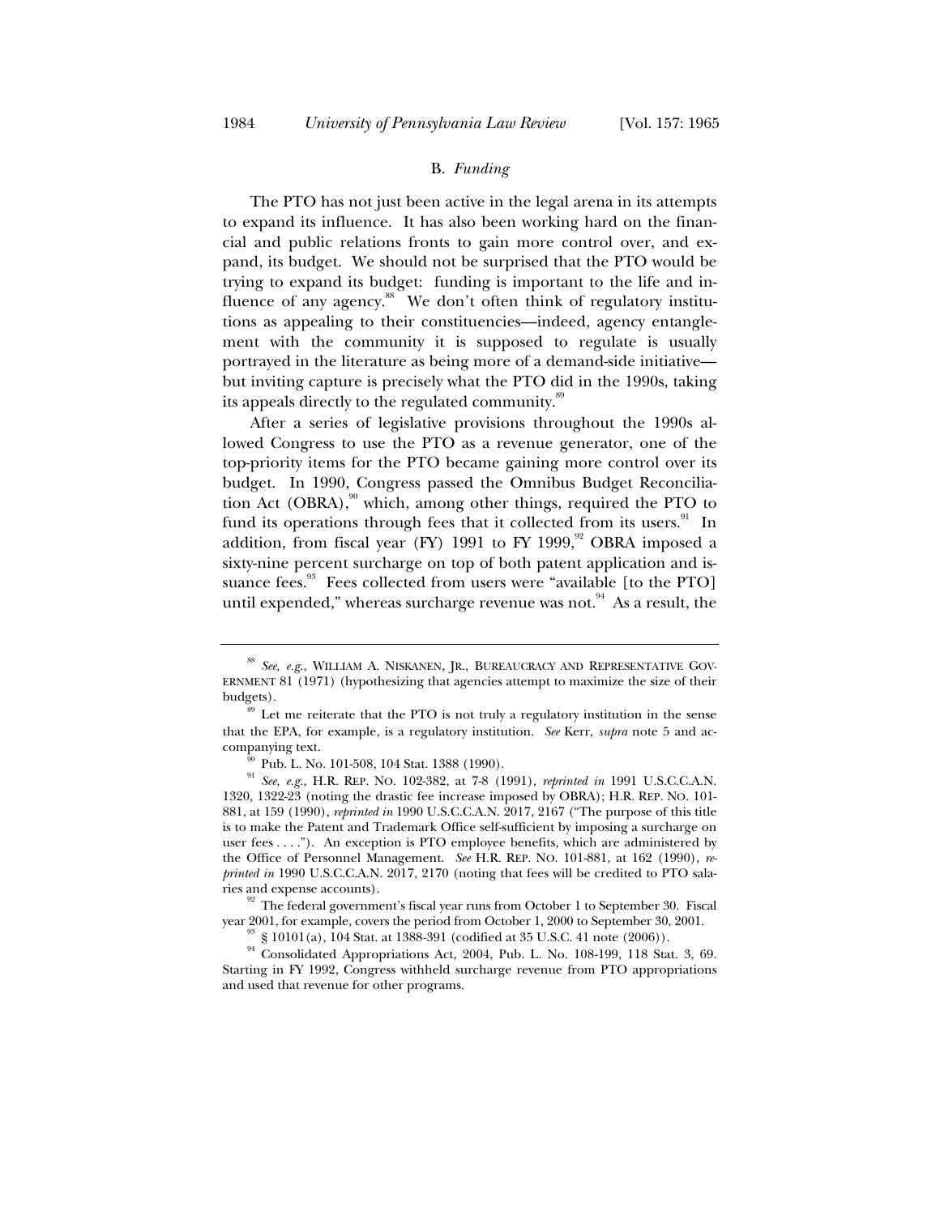### B. *Funding*

The PTO has not just been active in the legal arena in its attempts to expand its influence. It has also been working hard on the financial and public relations fronts to gain more control over, and expand, its budget. We should not be surprised that the PTO would be trying to expand its budget: funding is important to the life and influence of any agency.[88] We don't often think of regulatory institutions as appealing to their constituencies—indeed, agency entanglement with the community it is supposed to regulate is usually portrayed in the literature as being more of a demand-side initiative—but inviting capture is precisely what the PTO did in the 1990s, taking its appeals directly to the regulated community.[89]

After a series of legislative provisions throughout the 1990s allowed Congress to use the PTO as a revenue generator, one of the top-priority items for the PTO became gaining more control over its budget. In 1990, Congress passed the Omnibus Budget Reconciliation Act (OBRA),[90] which, among other things, required the PTO to fund its operations through fees that it collected from its users.[91] In addition, from fiscal year (FY) 1991 to FY 1999,[92] OBRA imposed a sixty-nine percent surcharge on top of both patent application and issuance fees.[93] Fees collected from users were "available [to the PTO] until expended," whereas surcharge revenue was not.[94] As a result, the

---

[88] *See, e.g.*, WILLIAM A. NISKANEN, JR., BUREAUCRACY AND REPRESENTATIVE GOVERNMENT 81 (1971) (hypothesizing that agencies attempt to maximize the size of their budgets).

[89] Let me reiterate that the PTO is not truly a regulatory institution in the sense that the EPA, for example, is a regulatory institution. *See* Kerr, *supra* note 5 and accompanying text.

[90] Pub. L. No. 101-508, 104 Stat. 1388 (1990).

[91] *See, e.g.*, H.R. REP. NO. 102-382, at 7-8 (1991), *reprinted in* 1991 U.S.C.C.A.N. 1320, 1322-23 (noting the drastic fee increase imposed by OBRA); H.R. REP. NO. 101-881, at 159 (1990), *reprinted in* 1990 U.S.C.C.A.N. 2017, 2167 ("The purpose of this title is to make the Patent and Trademark Office self-sufficient by imposing a surcharge on user fees . . . ."). An exception is PTO employee benefits, which are administered by the Office of Personnel Management. *See* H.R. REP. NO. 101-881, at 162 (1990), *reprinted in* 1990 U.S.C.C.A.N. 2017, 2170 (noting that fees will be credited to PTO salaries and expense accounts).

[92] The federal government's fiscal year runs from October 1 to September 30. Fiscal year 2001, for example, covers the period from October 1, 2000 to September 30, 2001.

[93] § 10101(a), 104 Stat. at 1388-391 (codified at 35 U.S.C. 41 note (2006)).

[94] Consolidated Appropriations Act, 2004, Pub. L. No. 108-199, 118 Stat. 3, 69. Starting in FY 1992, Congress withheld surcharge revenue from PTO appropriations and used that revenue for other programs.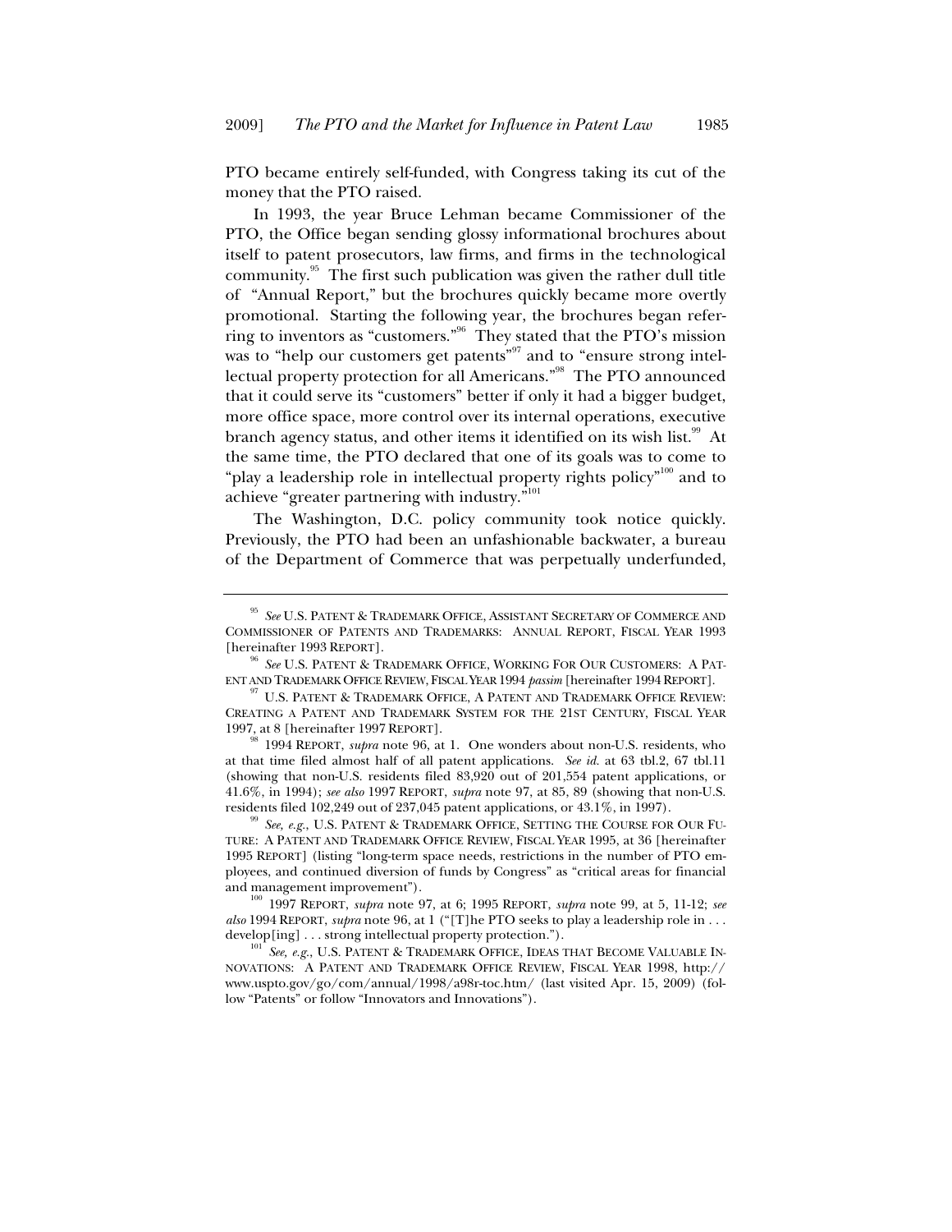PTO became entirely self-funded, with Congress taking its cut of the money that the PTO raised.

In 1993, the year Bruce Lehman became Commissioner of the PTO, the Office began sending glossy informational brochures about itself to patent prosecutors, law firms, and firms in the technological community.[95] The first such publication was given the rather dull title of "Annual Report," but the brochures quickly became more overtly promotional. Starting the following year, the brochures began referring to inventors as "customers."[96] They stated that the PTO's mission was to "help our customers get patents"[97] and to "ensure strong intellectual property protection for all Americans."[98] The PTO announced that it could serve its "customers" better if only it had a bigger budget, more office space, more control over its internal operations, executive branch agency status, and other items it identified on its wish list.[99] At the same time, the PTO declared that one of its goals was to come to "play a leadership role in intellectual property rights policy"[100] and to achieve "greater partnering with industry."[101]

The Washington, D.C. policy community took notice quickly. Previously, the PTO had been an unfashionable backwater, a bureau of the Department of Commerce that was perpetually underfunded,

---

[95] *See* U.S. PATENT & TRADEMARK OFFICE, ASSISTANT SECRETARY OF COMMERCE AND COMMISSIONER OF PATENTS AND TRADEMARKS: ANNUAL REPORT, FISCAL YEAR 1993 [hereinafter 1993 REPORT].

[96] *See* U.S. PATENT & TRADEMARK OFFICE, WORKING FOR OUR CUSTOMERS: A PATENT AND TRADEMARK OFFICE REVIEW, FISCAL YEAR 1994 *passim* [hereinafter 1994 REPORT].

[97] U.S. PATENT & TRADEMARK OFFICE, A PATENT AND TRADEMARK OFFICE REVIEW: CREATING A PATENT AND TRADEMARK SYSTEM FOR THE 21ST CENTURY, FISCAL YEAR 1997, at 8 [hereinafter 1997 REPORT].

[98] 1994 REPORT, *supra* note 96, at 1. One wonders about non-U.S. residents, who at that time filed almost half of all patent applications. *See id.* at 63 tbl.2, 67 tbl.11 (showing that non-U.S. residents filed 83,920 out of 201,554 patent applications, or 41.6%, in 1994); *see also* 1997 REPORT, *supra* note 97, at 85, 89 (showing that non-U.S. residents filed 102,249 out of 237,045 patent applications, or 43.1%, in 1997).

[99] *See, e.g.*, U.S. PATENT & TRADEMARK OFFICE, SETTING THE COURSE FOR OUR FUTURE: A PATENT AND TRADEMARK OFFICE REVIEW, FISCAL YEAR 1995, at 36 [hereinafter 1995 REPORT] (listing "long-term space needs, restrictions in the number of PTO employees, and continued diversion of funds by Congress" as "critical areas for financial and management improvement").

[100] 1997 REPORT, *supra* note 97, at 6; 1995 REPORT, *supra* note 99, at 5, 11-12; *see also* 1994 REPORT, *supra* note 96, at 1 ("[T]he PTO seeks to play a leadership role in . . . develop[ing] . . . strong intellectual property protection.").

[101] *See, e.g.*, U.S. PATENT & TRADEMARK OFFICE, IDEAS THAT BECOME VALUABLE INNOVATIONS: A PATENT AND TRADEMARK OFFICE REVIEW, FISCAL YEAR 1998, http://www.uspto.gov/go/com/annual/1998/a98r-toc.htm/ (last visited Apr. 15, 2009) (follow "Patents" or follow "Innovators and Innovations").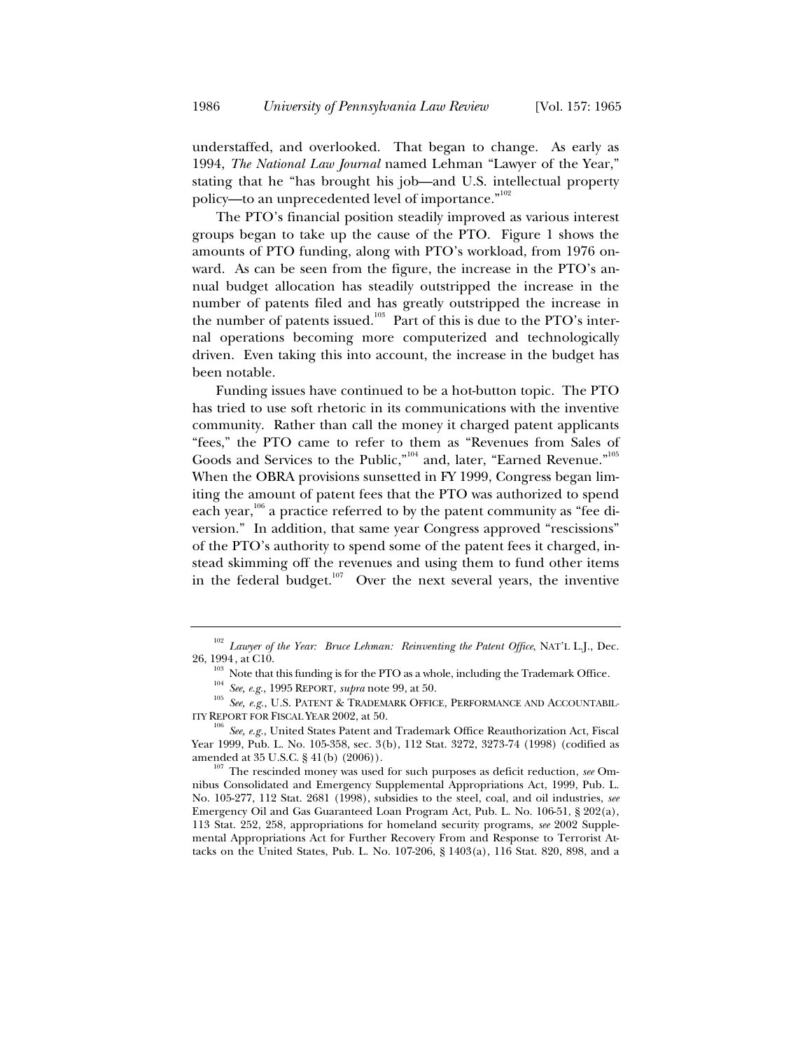understaffed, and overlooked. That began to change. As early as 1994, *The National Law Journal* named Lehman "Lawyer of the Year," stating that he "has brought his job—and U.S. intellectual property policy—to an unprecedented level of importance."[102]

The PTO's financial position steadily improved as various interest groups began to take up the cause of the PTO. Figure 1 shows the amounts of PTO funding, along with PTO's workload, from 1976 onward. As can be seen from the figure, the increase in the PTO's annual budget allocation has steadily outstripped the increase in the number of patents filed and has greatly outstripped the increase in the number of patents issued.[103] Part of this is due to the PTO's internal operations becoming more computerized and technologically driven. Even taking this into account, the increase in the budget has been notable.

Funding issues have continued to be a hot-button topic. The PTO has tried to use soft rhetoric in its communications with the inventive community. Rather than call the money it charged patent applicants "fees," the PTO came to refer to them as "Revenues from Sales of Goods and Services to the Public,"[104] and, later, "Earned Revenue."[105] When the OBRA provisions sunsetted in FY 1999, Congress began limiting the amount of patent fees that the PTO was authorized to spend each year,[106] a practice referred to by the patent community as "fee diversion." In addition, that same year Congress approved "rescissions" of the PTO's authority to spend some of the patent fees it charged, instead skimming off the revenues and using them to fund other items in the federal budget.[107] Over the next several years, the inventive

---

[102] *Lawyer of the Year: Bruce Lehman: Reinventing the Patent Office*, NAT'L L.J., Dec. 26, 1994, at C10.

[103] Note that this funding is for the PTO as a whole, including the Trademark Office.

[104] *See, e.g.*, 1995 REPORT, *supra* note 99, at 50.

[105] *See, e.g.*, U.S. PATENT & TRADEMARK OFFICE, PERFORMANCE AND ACCOUNTABILITY REPORT FOR FISCAL YEAR 2002, at 50.

[106] *See, e.g.*, United States Patent and Trademark Office Reauthorization Act, Fiscal Year 1999, Pub. L. No. 105-358, sec. 3(b), 112 Stat. 3272, 3273-74 (1998) (codified as amended at 35 U.S.C. § 41(b) (2006)).

[107] The rescinded money was used for such purposes as deficit reduction, *see* Omnibus Consolidated and Emergency Supplemental Appropriations Act, 1999, Pub. L. No. 105-277, 112 Stat. 2681 (1998), subsidies to the steel, coal, and oil industries, *see* Emergency Oil and Gas Guaranteed Loan Program Act, Pub. L. No. 106-51, § 202(a), 113 Stat. 252, 258, appropriations for homeland security programs, *see* 2002 Supplemental Appropriations Act for Further Recovery From and Response to Terrorist Attacks on the United States, Pub. L. No. 107-206, § 1403(a), 116 Stat. 820, 898, and a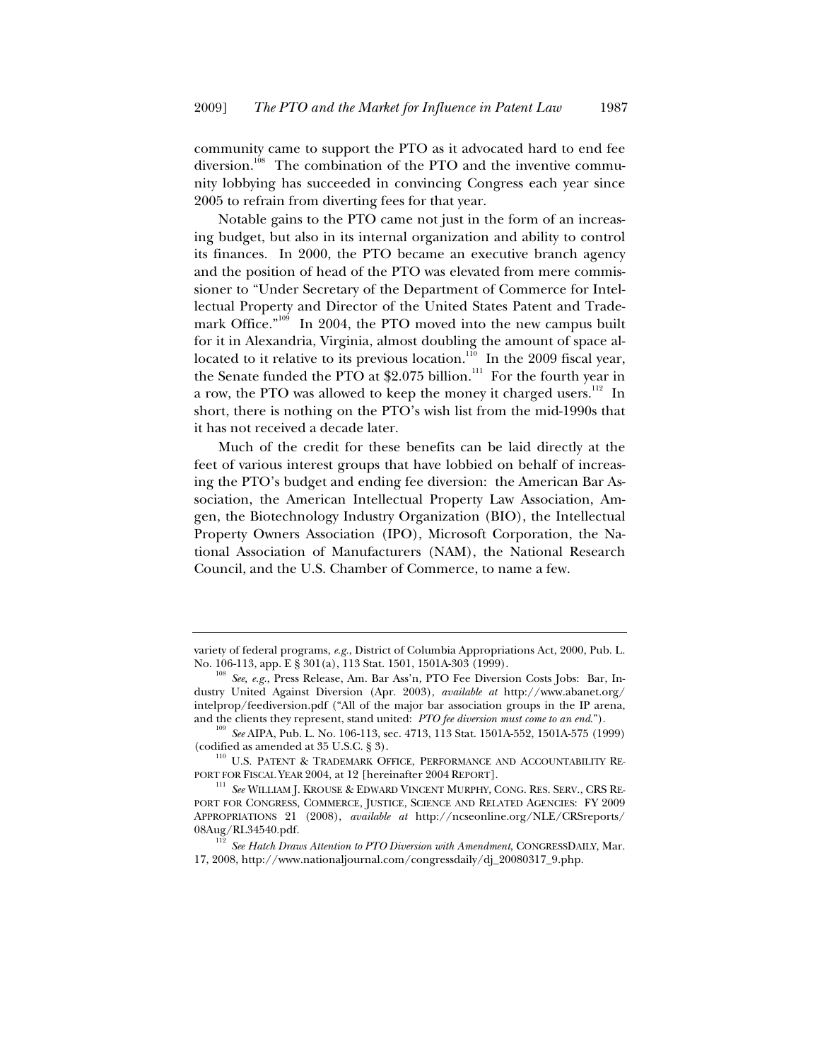community came to support the PTO as it advocated hard to end fee diversion.[108] The combination of the PTO and the inventive community lobbying has succeeded in convincing Congress each year since 2005 to refrain from diverting fees for that year.

Notable gains to the PTO came not just in the form of an increasing budget, but also in its internal organization and ability to control its finances. In 2000, the PTO became an executive branch agency and the position of head of the PTO was elevated from mere commissioner to "Under Secretary of the Department of Commerce for Intellectual Property and Director of the United States Patent and Trademark Office."[109] In 2004, the PTO moved into the new campus built for it in Alexandria, Virginia, almost doubling the amount of space allocated to it relative to its previous location.[110] In the 2009 fiscal year, the Senate funded the PTO at $2.075 billion.[111] For the fourth year in a row, the PTO was allowed to keep the money it charged users.[112] In short, there is nothing on the PTO's wish list from the mid-1990s that it has not received a decade later.

Much of the credit for these benefits can be laid directly at the feet of various interest groups that have lobbied on behalf of increasing the PTO's budget and ending fee diversion: the American Bar Association, the American Intellectual Property Law Association, Amgen, the Biotechnology Industry Organization (BIO), the Intellectual Property Owners Association (IPO), Microsoft Corporation, the National Association of Manufacturers (NAM), the National Research Council, and the U.S. Chamber of Commerce, to name a few.

---

variety of federal programs, *e.g.*, District of Columbia Appropriations Act, 2000, Pub. L. No. 106-113, app. E § 301(a), 113 Stat. 1501, 1501A-303 (1999).

[108] *See, e.g.*, Press Release, Am. Bar Ass'n, PTO Fee Diversion Costs Jobs: Bar, Industry United Against Diversion (Apr. 2003), *available at* http://www.abanet.org/intelprop/feediversion.pdf ("All of the major bar association groups in the IP arena, and the clients they represent, stand united: *PTO fee diversion must come to an end*.").

[109] *See* AIPA, Pub. L. No. 106-113, sec. 4713, 113 Stat. 1501A-552, 1501A-575 (1999) (codified as amended at 35 U.S.C. § 3).

[110] U.S. PATENT & TRADEMARK OFFICE, PERFORMANCE AND ACCOUNTABILITY REPORT FOR FISCAL YEAR 2004, at 12 [hereinafter 2004 REPORT].

[111] *See* WILLIAM J. KROUSE & EDWARD VINCENT MURPHY, CONG. RES. SERV., CRS REPORT FOR CONGRESS, COMMERCE, JUSTICE, SCIENCE AND RELATED AGENCIES: FY 2009 APPROPRIATIONS 21 (2008), *available at* http://ncseonline.org/NLE/CRSreports/08Aug/RL34540.pdf.

[112] *See Hatch Draws Attention to PTO Diversion with Amendment*, CONGRESSDAILY, Mar. 17, 2008, http://www.nationaljournal.com/congressdaily/dj_20080317_9.php.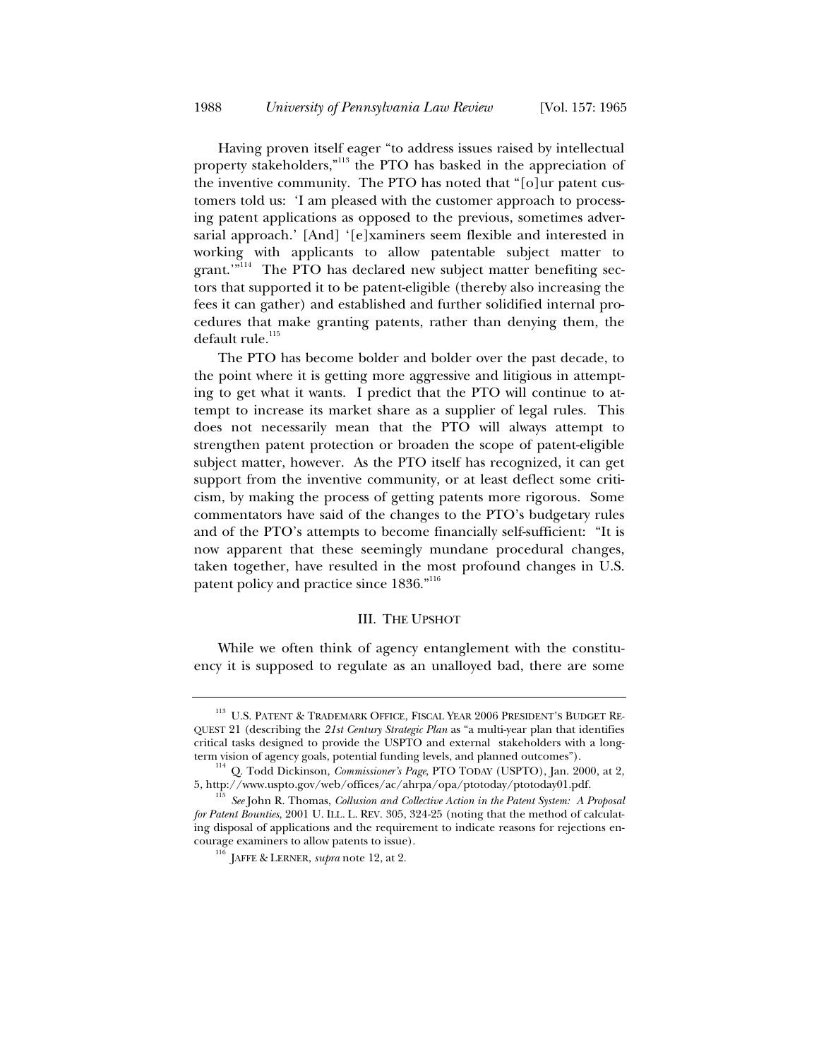Having proven itself eager "to address issues raised by intellectual property stakeholders,"[113] the PTO has basked in the appreciation of the inventive community. The PTO has noted that "[o]ur patent customers told us: 'I am pleased with the customer approach to processing patent applications as opposed to the previous, sometimes adversarial approach.' [And] '[e]xaminers seem flexible and interested in working with applicants to allow patentable subject matter to grant.'"[114] The PTO has declared new subject matter benefiting sectors that supported it to be patent-eligible (thereby also increasing the fees it can gather) and established and further solidified internal procedures that make granting patents, rather than denying them, the default rule.[115]

The PTO has become bolder and bolder over the past decade, to the point where it is getting more aggressive and litigious in attempting to get what it wants. I predict that the PTO will continue to attempt to increase its market share as a supplier of legal rules. This does not necessarily mean that the PTO will always attempt to strengthen patent protection or broaden the scope of patent-eligible subject matter, however. As the PTO itself has recognized, it can get support from the inventive community, or at least deflect some criticism, by making the process of getting patents more rigorous. Some commentators have said of the changes to the PTO's budgetary rules and of the PTO's attempts to become financially self-sufficient: "It is now apparent that these seemingly mundane procedural changes, taken together, have resulted in the most profound changes in U.S. patent policy and practice since 1836."[116]

## III. THE UPSHOT

While we often think of agency entanglement with the constituency it is supposed to regulate as an unalloyed bad, there are some

---

[113] U.S. PATENT & TRADEMARK OFFICE, FISCAL YEAR 2006 PRESIDENT'S BUDGET REQUEST 21 (describing the *21st Century Strategic Plan* as "a multi-year plan that identifies critical tasks designed to provide the USPTO and external stakeholders with a long-term vision of agency goals, potential funding levels, and planned outcomes").

[114] Q. Todd Dickinson, *Commissioner's Page*, PTO TODAY (USPTO), Jan. 2000, at 2, 5, http://www.uspto.gov/web/offices/ac/ahrpa/opa/ptotoday/ptotoday01.pdf.

[115] *See* John R. Thomas, *Collusion and Collective Action in the Patent System: A Proposal for Patent Bounties*, 2001 U. ILL. L. REV. 305, 324-25 (noting that the method of calculating disposal of applications and the requirement to indicate reasons for rejections encourage examiners to allow patents to issue).

[116] JAFFE & LERNER, *supra* note 12, at 2.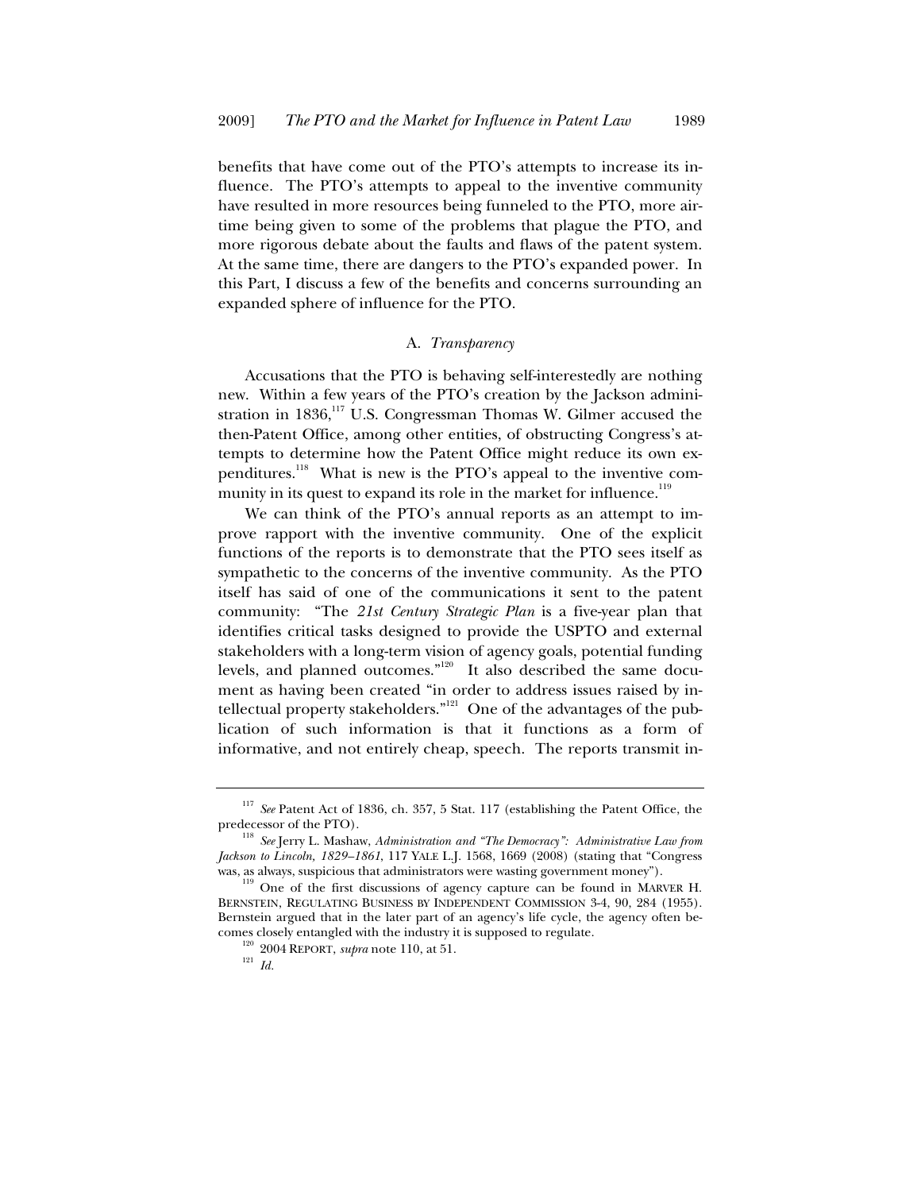benefits that have come out of the PTO's attempts to increase its influence. The PTO's attempts to appeal to the inventive community have resulted in more resources being funneled to the PTO, more airtime being given to some of the problems that plague the PTO, and more rigorous debate about the faults and flaws of the patent system. At the same time, there are dangers to the PTO's expanded power. In this Part, I discuss a few of the benefits and concerns surrounding an expanded sphere of influence for the PTO.

### A. *Transparency*

Accusations that the PTO is behaving self-interestedly are nothing new. Within a few years of the PTO's creation by the Jackson administration in 1836,[117] U.S. Congressman Thomas W. Gilmer accused the then-Patent Office, among other entities, of obstructing Congress's attempts to determine how the Patent Office might reduce its own expenditures.[118] What is new is the PTO's appeal to the inventive community in its quest to expand its role in the market for influence.[119]

We can think of the PTO's annual reports as an attempt to improve rapport with the inventive community. One of the explicit functions of the reports is to demonstrate that the PTO sees itself as sympathetic to the concerns of the inventive community. As the PTO itself has said of one of the communications it sent to the patent community: "The *21st Century Strategic Plan* is a five-year plan that identifies critical tasks designed to provide the USPTO and external stakeholders with a long-term vision of agency goals, potential funding levels, and planned outcomes."[120] It also described the same document as having been created "in order to address issues raised by intellectual property stakeholders."[121] One of the advantages of the publication of such information is that it functions as a form of informative, and not entirely cheap, speech. The reports transmit in-

---

[117] *See* Patent Act of 1836, ch. 357, 5 Stat. 117 (establishing the Patent Office, the predecessor of the PTO).

[118] *See* Jerry L. Mashaw, *Administration and "The Democracy": Administrative Law from Jackson to Lincoln, 1829–1861*, 117 YALE L.J. 1568, 1669 (2008) (stating that "Congress was, as always, suspicious that administrators were wasting government money").

[119] One of the first discussions of agency capture can be found in MARVER H. BERNSTEIN, REGULATING BUSINESS BY INDEPENDENT COMMISSION 3-4, 90, 284 (1955). Bernstein argued that in the later part of an agency's life cycle, the agency often becomes closely entangled with the industry it is supposed to regulate.

[120] 2004 REPORT, *supra* note 110, at 51.

[121] *Id.*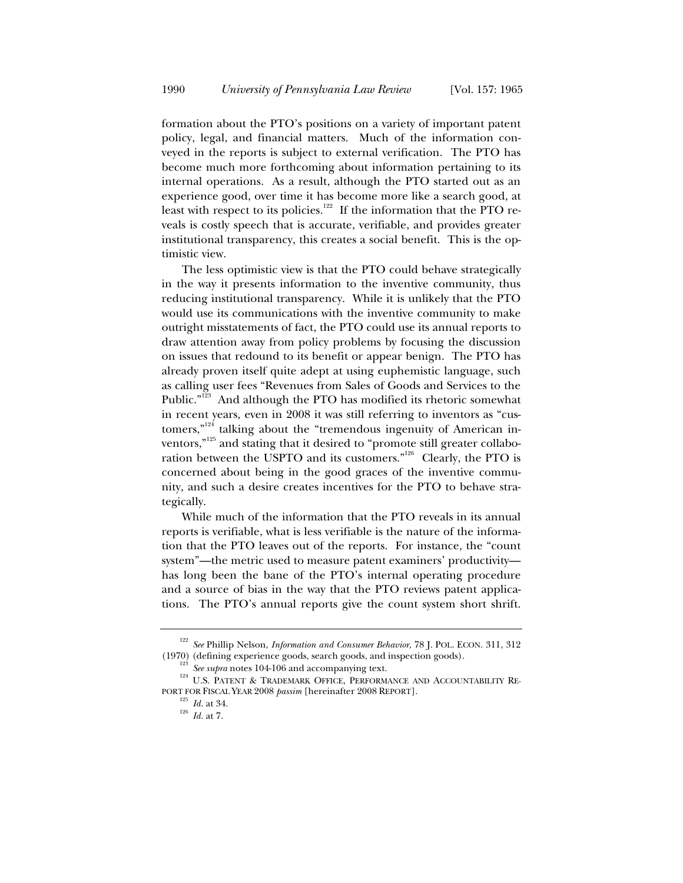formation about the PTO's positions on a variety of important patent policy, legal, and financial matters. Much of the information conveyed in the reports is subject to external verification. The PTO has become much more forthcoming about information pertaining to its internal operations. As a result, although the PTO started out as an experience good, over time it has become more like a search good, at least with respect to its policies.[122] If the information that the PTO reveals is costly speech that is accurate, verifiable, and provides greater institutional transparency, this creates a social benefit. This is the optimistic view.

The less optimistic view is that the PTO could behave strategically in the way it presents information to the inventive community, thus reducing institutional transparency. While it is unlikely that the PTO would use its communications with the inventive community to make outright misstatements of fact, the PTO could use its annual reports to draw attention away from policy problems by focusing the discussion on issues that redound to its benefit or appear benign. The PTO has already proven itself quite adept at using euphemistic language, such as calling user fees "Revenues from Sales of Goods and Services to the Public."[123] And although the PTO has modified its rhetoric somewhat in recent years, even in 2008 it was still referring to inventors as "customers,"[124] talking about the "tremendous ingenuity of American inventors,"[125] and stating that it desired to "promote still greater collaboration between the USPTO and its customers."[126] Clearly, the PTO is concerned about being in the good graces of the inventive community, and such a desire creates incentives for the PTO to behave strategically.

While much of the information that the PTO reveals in its annual reports is verifiable, what is less verifiable is the nature of the information that the PTO leaves out of the reports. For instance, the "count system"—the metric used to measure patent examiners' productivity—has long been the bane of the PTO's internal operating procedure and a source of bias in the way that the PTO reviews patent applications. The PTO's annual reports give the count system short shrift.

---

[122] *See* Phillip Nelson, *Information and Consumer Behavior*, 78 J. POL. ECON. 311, 312 (1970) (defining experience goods, search goods, and inspection goods).

[123] *See supra* notes 104-106 and accompanying text.

[124] U.S. PATENT & TRADEMARK OFFICE, PERFORMANCE AND ACCOUNTABILITY REPORT FOR FISCAL YEAR 2008 *passim* [hereinafter 2008 REPORT].

[125] *Id.* at 34.

[126] *Id.* at 7.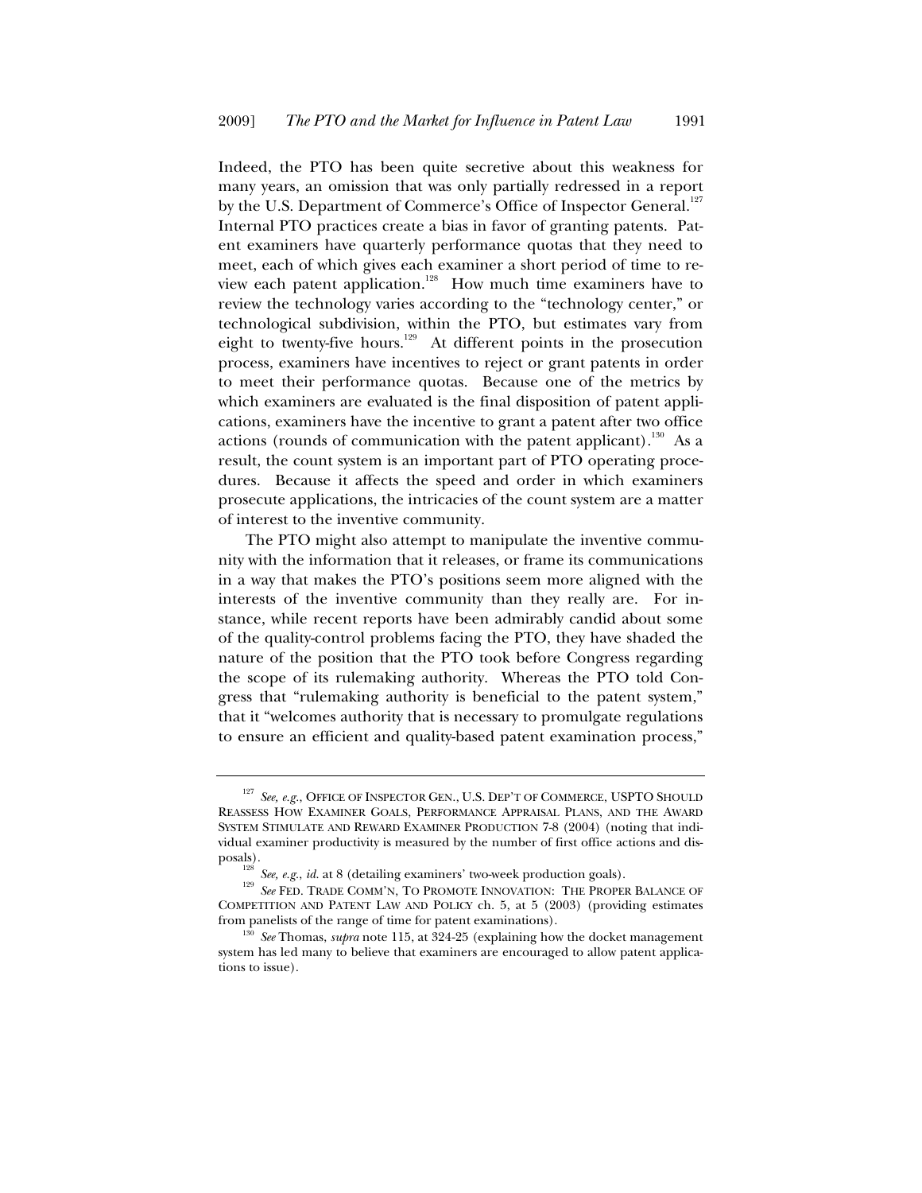Indeed, the PTO has been quite secretive about this weakness for many years, an omission that was only partially redressed in a report by the U.S. Department of Commerce's Office of Inspector General.[127] Internal PTO practices create a bias in favor of granting patents. Patent examiners have quarterly performance quotas that they need to meet, each of which gives each examiner a short period of time to review each patent application.[128] How much time examiners have to review the technology varies according to the "technology center," or technological subdivision, within the PTO, but estimates vary from eight to twenty-five hours.[129] At different points in the prosecution process, examiners have incentives to reject or grant patents in order to meet their performance quotas. Because one of the metrics by which examiners are evaluated is the final disposition of patent applications, examiners have the incentive to grant a patent after two office actions (rounds of communication with the patent applicant).[130] As a result, the count system is an important part of PTO operating procedures. Because it affects the speed and order in which examiners prosecute applications, the intricacies of the count system are a matter of interest to the inventive community.

The PTO might also attempt to manipulate the inventive community with the information that it releases, or frame its communications in a way that makes the PTO's positions seem more aligned with the interests of the inventive community than they really are. For instance, while recent reports have been admirably candid about some of the quality-control problems facing the PTO, they have shaded the nature of the position that the PTO took before Congress regarding the scope of its rulemaking authority. Whereas the PTO told Congress that "rulemaking authority is beneficial to the patent system," that it "welcomes authority that is necessary to promulgate regulations to ensure an efficient and quality-based patent examination process,"

---

[127] *See, e.g.*, OFFICE OF INSPECTOR GEN., U.S. DEP'T OF COMMERCE, USPTO SHOULD REASSESS HOW EXAMINER GOALS, PERFORMANCE APPRAISAL PLANS, AND THE AWARD SYSTEM STIMULATE AND REWARD EXAMINER PRODUCTION 7-8 (2004) (noting that individual examiner productivity is measured by the number of first office actions and disposals).

[128] *See, e.g.*, *id.* at 8 (detailing examiners' two-week production goals).

[129] *See* FED. TRADE COMM'N, TO PROMOTE INNOVATION: THE PROPER BALANCE OF COMPETITION AND PATENT LAW AND POLICY ch. 5, at 5 (2003) (providing estimates from panelists of the range of time for patent examinations).

[130] *See* Thomas, *supra* note 115, at 324-25 (explaining how the docket management system has led many to believe that examiners are encouraged to allow patent applications to issue).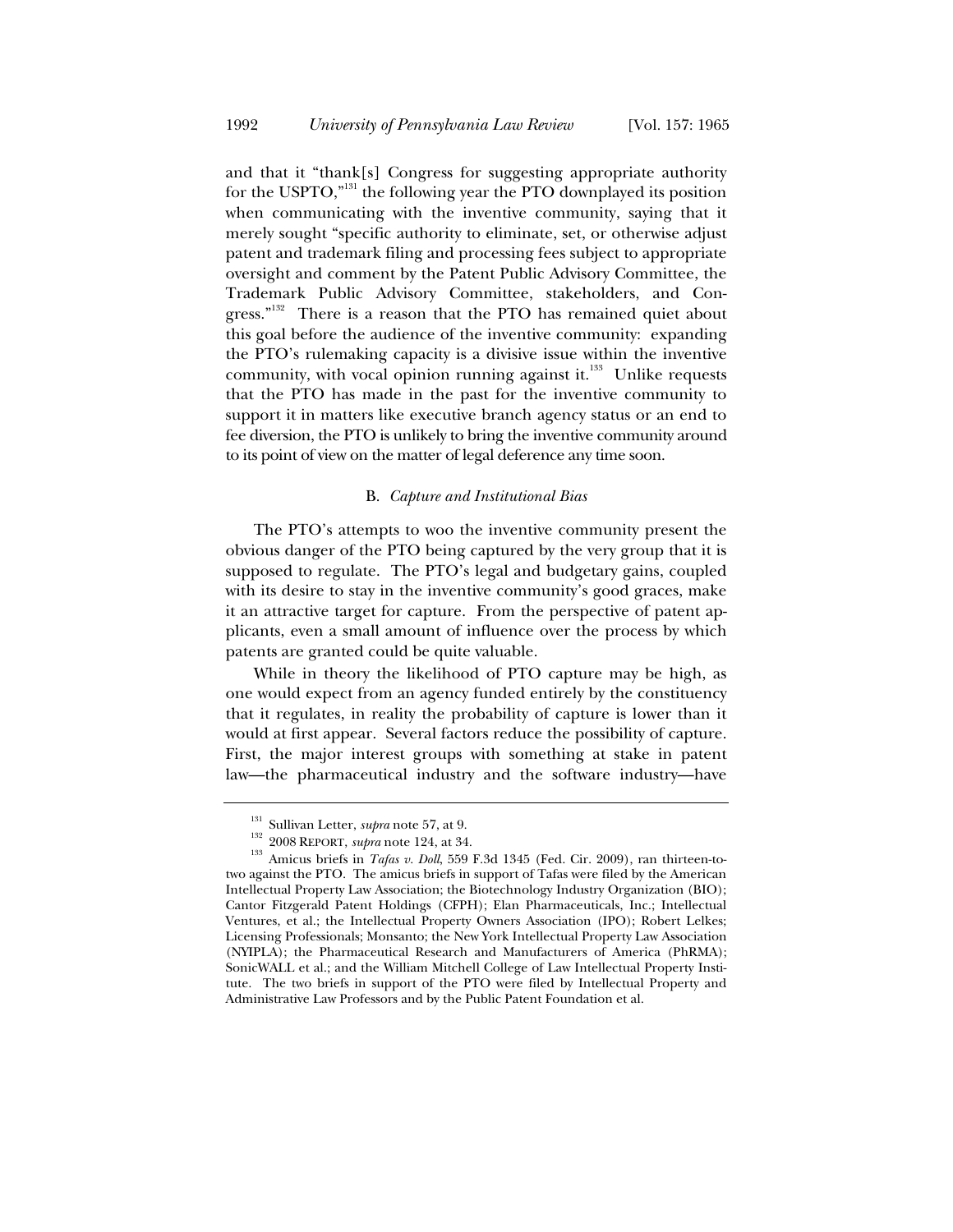and that it "thank[s] Congress for suggesting appropriate authority for the USPTO,"[131] the following year the PTO downplayed its position when communicating with the inventive community, saying that it merely sought "specific authority to eliminate, set, or otherwise adjust patent and trademark filing and processing fees subject to appropriate oversight and comment by the Patent Public Advisory Committee, the Trademark Public Advisory Committee, stakeholders, and Congress."[132] There is a reason that the PTO has remained quiet about this goal before the audience of the inventive community: expanding the PTO's rulemaking capacity is a divisive issue within the inventive community, with vocal opinion running against it.[133] Unlike requests that the PTO has made in the past for the inventive community to support it in matters like executive branch agency status or an end to fee diversion, the PTO is unlikely to bring the inventive community around to its point of view on the matter of legal deference any time soon.

### B. *Capture and Institutional Bias*

The PTO's attempts to woo the inventive community present the obvious danger of the PTO being captured by the very group that it is supposed to regulate. The PTO's legal and budgetary gains, coupled with its desire to stay in the inventive community's good graces, make it an attractive target for capture. From the perspective of patent applicants, even a small amount of influence over the process by which patents are granted could be quite valuable.

While in theory the likelihood of PTO capture may be high, as one would expect from an agency funded entirely by the constituency that it regulates, in reality the probability of capture is lower than it would at first appear. Several factors reduce the possibility of capture. First, the major interest groups with something at stake in patent law—the pharmaceutical industry and the software industry—have

---

[131] Sullivan Letter, *supra* note 57, at 9.

[132] 2008 REPORT, *supra* note 124, at 34.

[133] Amicus briefs in *Tafas v. Doll*, 559 F.3d 1345 (Fed. Cir. 2009), ran thirteen-to-two against the PTO. The amicus briefs in support of Tafas were filed by the American Intellectual Property Law Association; the Biotechnology Industry Organization (BIO); Cantor Fitzgerald Patent Holdings (CFPH); Elan Pharmaceuticals, Inc.; Intellectual Ventures, et al.; the Intellectual Property Owners Association (IPO); Robert Lelkes; Licensing Professionals; Monsanto; the New York Intellectual Property Law Association (NYIPLA); the Pharmaceutical Research and Manufacturers of America (PhRMA); SonicWALL et al.; and the William Mitchell College of Law Intellectual Property Institute. The two briefs in support of the PTO were filed by Intellectual Property and Administrative Law Professors and by the Public Patent Foundation et al.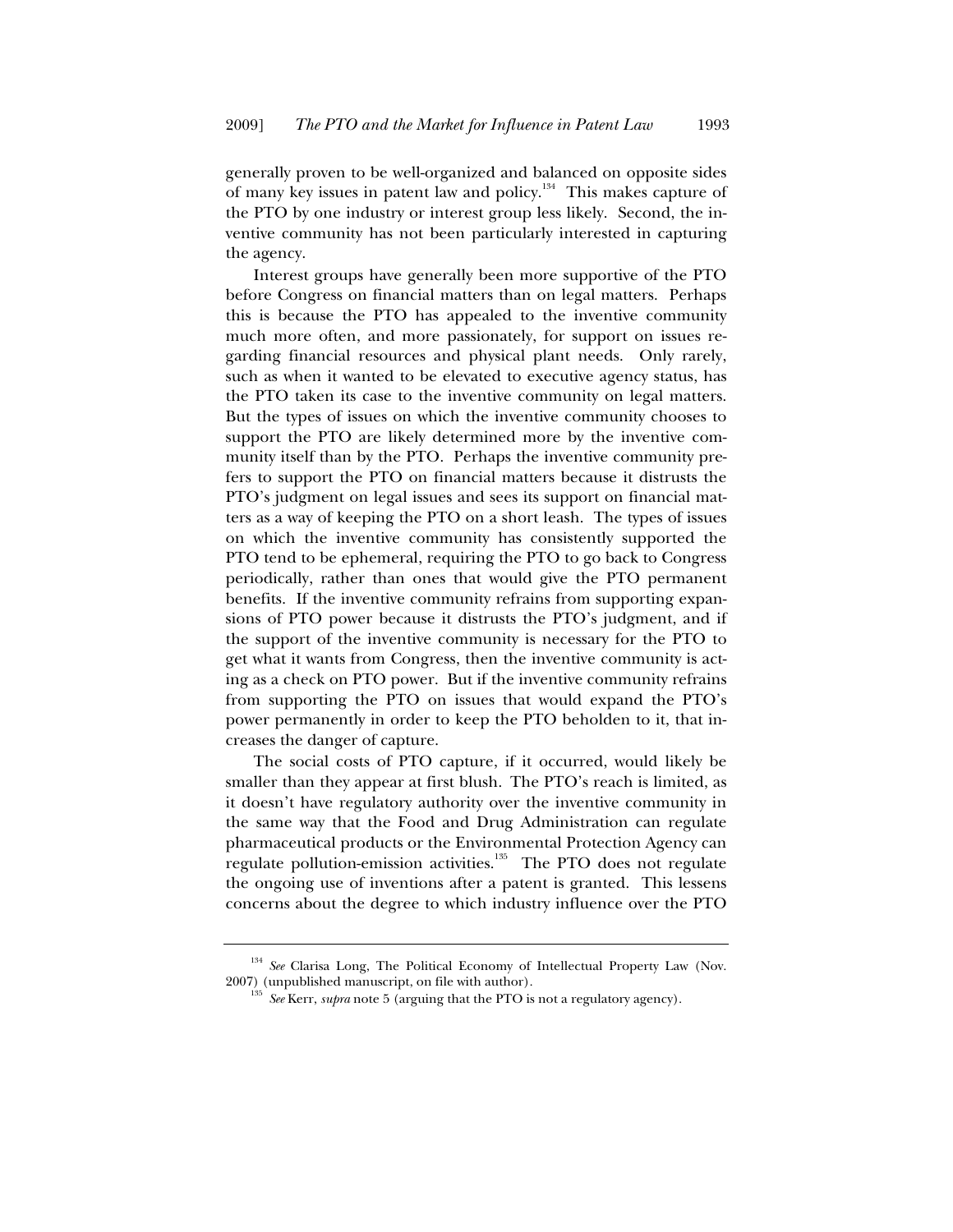generally proven to be well-organized and balanced on opposite sides of many key issues in patent law and policy.[134] This makes capture of the PTO by one industry or interest group less likely. Second, the inventive community has not been particularly interested in capturing the agency.

Interest groups have generally been more supportive of the PTO before Congress on financial matters than on legal matters. Perhaps this is because the PTO has appealed to the inventive community much more often, and more passionately, for support on issues regarding financial resources and physical plant needs. Only rarely, such as when it wanted to be elevated to executive agency status, has the PTO taken its case to the inventive community on legal matters. But the types of issues on which the inventive community chooses to support the PTO are likely determined more by the inventive community itself than by the PTO. Perhaps the inventive community prefers to support the PTO on financial matters because it distrusts the PTO's judgment on legal issues and sees its support on financial matters as a way of keeping the PTO on a short leash. The types of issues on which the inventive community has consistently supported the PTO tend to be ephemeral, requiring the PTO to go back to Congress periodically, rather than ones that would give the PTO permanent benefits. If the inventive community refrains from supporting expansions of PTO power because it distrusts the PTO's judgment, and if the support of the inventive community is necessary for the PTO to get what it wants from Congress, then the inventive community is acting as a check on PTO power. But if the inventive community refrains from supporting the PTO on issues that would expand the PTO's power permanently in order to keep the PTO beholden to it, that increases the danger of capture.

The social costs of PTO capture, if it occurred, would likely be smaller than they appear at first blush. The PTO's reach is limited, as it doesn't have regulatory authority over the inventive community in the same way that the Food and Drug Administration can regulate pharmaceutical products or the Environmental Protection Agency can regulate pollution-emission activities.[135] The PTO does not regulate the ongoing use of inventions after a patent is granted. This lessens concerns about the degree to which industry influence over the PTO

---

[134] *See* Clarisa Long, The Political Economy of Intellectual Property Law (Nov. 2007) (unpublished manuscript, on file with author).

[135] *See* Kerr, *supra* note 5 (arguing that the PTO is not a regulatory agency).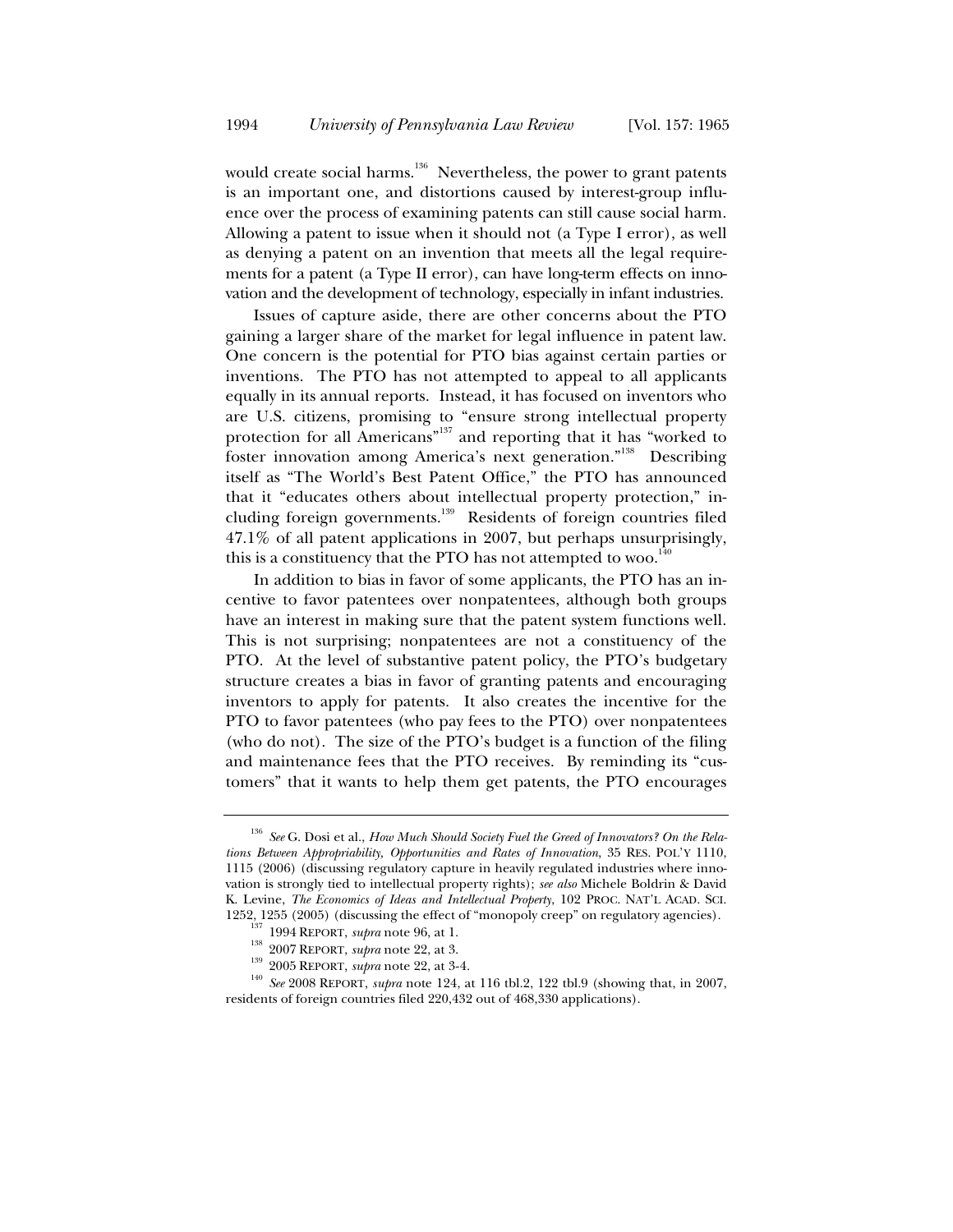would create social harms.[136] Nevertheless, the power to grant patents is an important one, and distortions caused by interest-group influence over the process of examining patents can still cause social harm. Allowing a patent to issue when it should not (a Type I error), as well as denying a patent on an invention that meets all the legal requirements for a patent (a Type II error), can have long-term effects on innovation and the development of technology, especially in infant industries.

Issues of capture aside, there are other concerns about the PTO gaining a larger share of the market for legal influence in patent law. One concern is the potential for PTO bias against certain parties or inventions. The PTO has not attempted to appeal to all applicants equally in its annual reports. Instead, it has focused on inventors who are U.S. citizens, promising to "ensure strong intellectual property protection for all Americans"[137] and reporting that it has "worked to foster innovation among America's next generation."[138] Describing itself as "The World's Best Patent Office," the PTO has announced that it "educates others about intellectual property protection," including foreign governments.[139] Residents of foreign countries filed 47.1% of all patent applications in 2007, but perhaps unsurprisingly, this is a constituency that the PTO has not attempted to woo.[140]

In addition to bias in favor of some applicants, the PTO has an incentive to favor patentees over nonpatentees, although both groups have an interest in making sure that the patent system functions well. This is not surprising; nonpatentees are not a constituency of the PTO. At the level of substantive patent policy, the PTO's budgetary structure creates a bias in favor of granting patents and encouraging inventors to apply for patents. It also creates the incentive for the PTO to favor patentees (who pay fees to the PTO) over nonpatentees (who do not). The size of the PTO's budget is a function of the filing and maintenance fees that the PTO receives. By reminding its "customers" that it wants to help them get patents, the PTO encourages

---

[136] *See* G. Dosi et al., *How Much Should Society Fuel the Greed of Innovators? On the Relations Between Appropriability, Opportunities and Rates of Innovation*, 35 RES. POL'Y 1110, 1115 (2006) (discussing regulatory capture in heavily regulated industries where innovation is strongly tied to intellectual property rights); *see also* Michele Boldrin & David K. Levine, *The Economics of Ideas and Intellectual Property*, 102 PROC. NAT'L ACAD. SCI. 1252, 1255 (2005) (discussing the effect of "monopoly creep" on regulatory agencies).

[137] 1994 REPORT, *supra* note 96, at 1.

[138] 2007 REPORT, *supra* note 22, at 3.

[139] 2005 REPORT, *supra* note 22, at 3-4.

[140] *See* 2008 REPORT, *supra* note 124, at 116 tbl.2, 122 tbl.9 (showing that, in 2007, residents of foreign countries filed 220,432 out of 468,330 applications).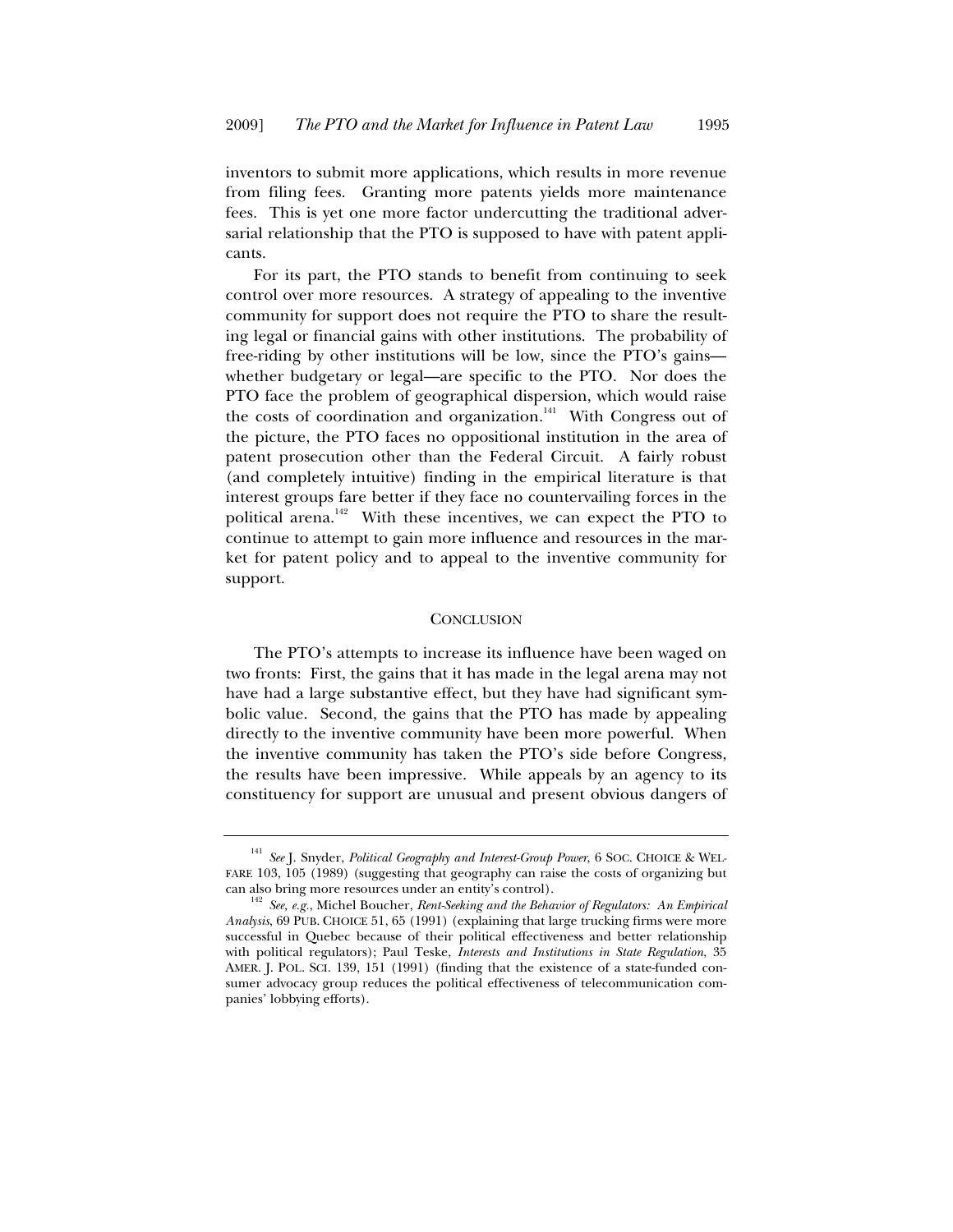inventors to submit more applications, which results in more revenue from filing fees. Granting more patents yields more maintenance fees. This is yet one more factor undercutting the traditional adversarial relationship that the PTO is supposed to have with patent applicants.

For its part, the PTO stands to benefit from continuing to seek control over more resources. A strategy of appealing to the inventive community for support does not require the PTO to share the resulting legal or financial gains with other institutions. The probability of free-riding by other institutions will be low, since the PTO's gains—whether budgetary or legal—are specific to the PTO. Nor does the PTO face the problem of geographical dispersion, which would raise the costs of coordination and organization.[141] With Congress out of the picture, the PTO faces no oppositional institution in the area of patent prosecution other than the Federal Circuit. A fairly robust (and completely intuitive) finding in the empirical literature is that interest groups fare better if they face no countervailing forces in the political arena.[142] With these incentives, we can expect the PTO to continue to attempt to gain more influence and resources in the market for patent policy and to appeal to the inventive community for support.

## CONCLUSION

The PTO's attempts to increase its influence have been waged on two fronts: First, the gains that it has made in the legal arena may not have had a large substantive effect, but they have had significant symbolic value. Second, the gains that the PTO has made by appealing directly to the inventive community have been more powerful. When the inventive community has taken the PTO's side before Congress, the results have been impressive. While appeals by an agency to its constituency for support are unusual and present obvious dangers of

---

[141] *See* J. Snyder, *Political Geography and Interest-Group Power*, 6 SOC. CHOICE & WELFARE 103, 105 (1989) (suggesting that geography can raise the costs of organizing but can also bring more resources under an entity's control).

[142] *See, e.g.*, Michel Boucher, *Rent-Seeking and the Behavior of Regulators: An Empirical Analysis*, 69 PUB. CHOICE 51, 65 (1991) (explaining that large trucking firms were more successful in Quebec because of their political effectiveness and better relationship with political regulators); Paul Teske, *Interests and Institutions in State Regulation*, 35 AMER. J. POL. SCI. 139, 151 (1991) (finding that the existence of a state-funded consumer advocacy group reduces the political effectiveness of telecommunication companies' lobbying efforts).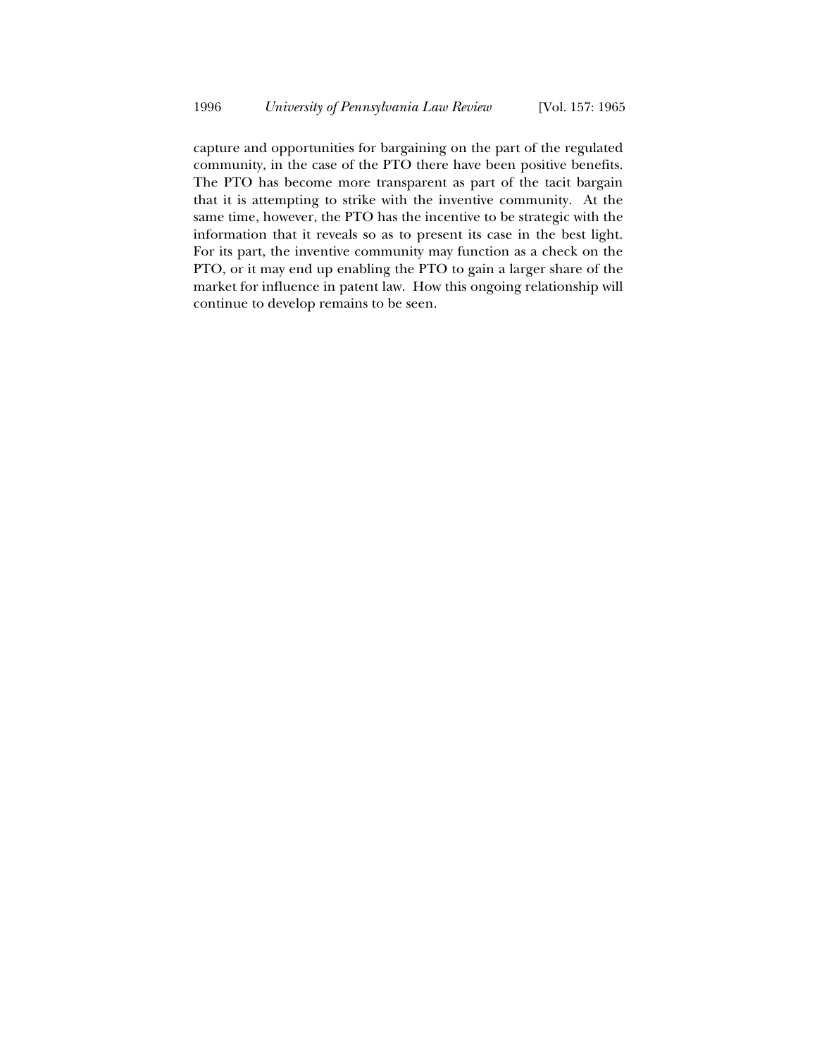capture and opportunities for bargaining on the part of the regulated community, in the case of the PTO there have been positive benefits. The PTO has become more transparent as part of the tacit bargain that it is attempting to strike with the inventive community. At the same time, however, the PTO has the incentive to be strategic with the information that it reveals so as to present its case in the best light. For its part, the inventive community may function as a check on the PTO, or it may end up enabling the PTO to gain a larger share of the market for influence in patent law. How this ongoing relationship will continue to develop remains to be seen.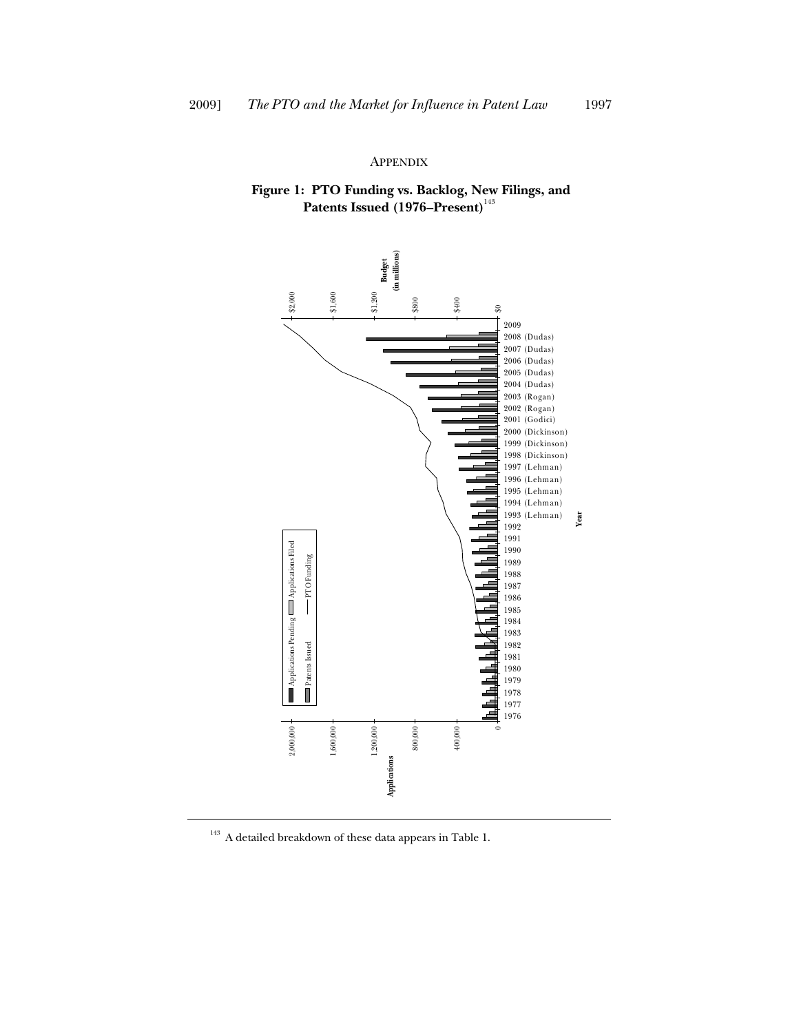## APPENDIX

**Figure 1: PTO Funding vs. Backlog, New Filings, and Patents Issued (1976–Present)**[143]

[143] A detailed breakdown of these data appears in Table 1.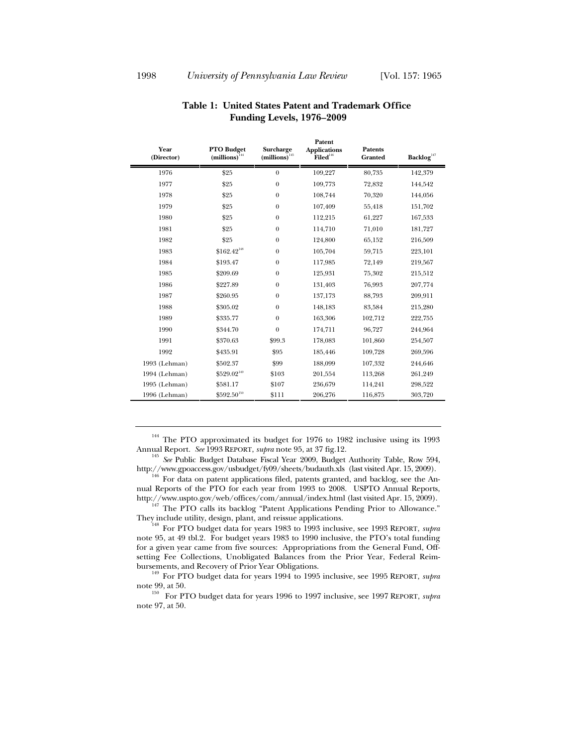**Table 1: United States Patent and Trademark Office Funding Levels, 1976–2009**

| Year (Director) | PTO Budget (millions)[144] | Surcharge (millions)[145] | Patent Applications Filed[146] | Patents Granted | Backlog[147] |
|---|---|---|---|---|---|
| 1976 | $25 | 0 | 109,227 | 80,735 | 142,379 |
| 1977 | $25 | 0 | 109,773 | 72,832 | 144,542 |
| 1978 | $25 | 0 | 108,744 | 70,320 | 144,056 |
| 1979 | $25 | 0 | 107,409 | 55,418 | 151,702 |
| 1980 | $25 | 0 | 112,215 | 61,227 | 167,533 |
| 1981 | $25 | 0 | 114,710 | 71,010 | 181,727 |
| 1982 | $25 | 0 | 124,800 | 65,152 | 216,509 |
| 1983 | $162.42[148] | 0 | 105,704 | 59,715 | 223,101 |
| 1984 | $193.47 | 0 | 117,985 | 72,149 | 219,567 |
| 1985 | $209.69 | 0 | 125,931 | 75,302 | 215,512 |
| 1986 | $227.89 | 0 | 131,403 | 76,993 | 207,774 |
| 1987 | $260.95 | 0 | 137,173 | 88,793 | 209,911 |
| 1988 | $305.02 | 0 | 148,183 | 83,584 | 215,280 |
| 1989 | $335.77 | 0 | 163,306 | 102,712 | 222,755 |
| 1990 | $344.70 | 0 | 174,711 | 96,727 | 244,964 |
| 1991 | $370.63 | $99.3 | 178,083 | 101,860 | 254,507 |
| 1992 | $435.91 | $95 | 185,446 | 109,728 | 269,596 |
| 1993 (Lehman) | $502.37 | $99 | 188,099 | 107,332 | 244,646 |
| 1994 (Lehman) | $529.02[149] | $103 | 201,554 | 113,268 | 261,249 |
| 1995 (Lehman) | $581.17 | $107 | 236,679 | 114,241 | 298,522 |
| 1996 (Lehman) | $592.50[150] | $111 | 206,276 | 116,875 | 303,720 |

[144] The PTO approximated its budget for 1976 to 1982 inclusive using its 1993 Annual Report. *See* 1993 REPORT, *supra* note 95, at 37 fig.12.

[145] *See* Public Budget Database Fiscal Year 2009, Budget Authority Table, Row 594, http://www.gpoaccess.gov/usbudget/fy09/sheets/budauth.xls (last visited Apr. 15, 2009).

[146] For data on patent applications filed, patents granted, and backlog, see the Annual Reports of the PTO for each year from 1993 to 2008. USPTO Annual Reports, http://www.uspto.gov/web/offices/com/annual/index.html (last visited Apr. 15, 2009).

[147] The PTO calls its backlog "Patent Applications Pending Prior to Allowance." They include utility, design, plant, and reissue applications.

[148] For PTO budget data for years 1983 to 1993 inclusive, see 1993 REPORT, *supra* note 95, at 49 tbl.2. For budget years 1983 to 1990 inclusive, the PTO's total funding for a given year came from five sources: Appropriations from the General Fund, Offsetting Fee Collections, Unobligated Balances from the Prior Year, Federal Reimbursements, and Recovery of Prior Year Obligations.

[149] For PTO budget data for years 1994 to 1995 inclusive, see 1995 REPORT, *supra* note 99, at 50.

[150] For PTO budget data for years 1996 to 1997 inclusive, see 1997 REPORT, *supra* note 97, at 50.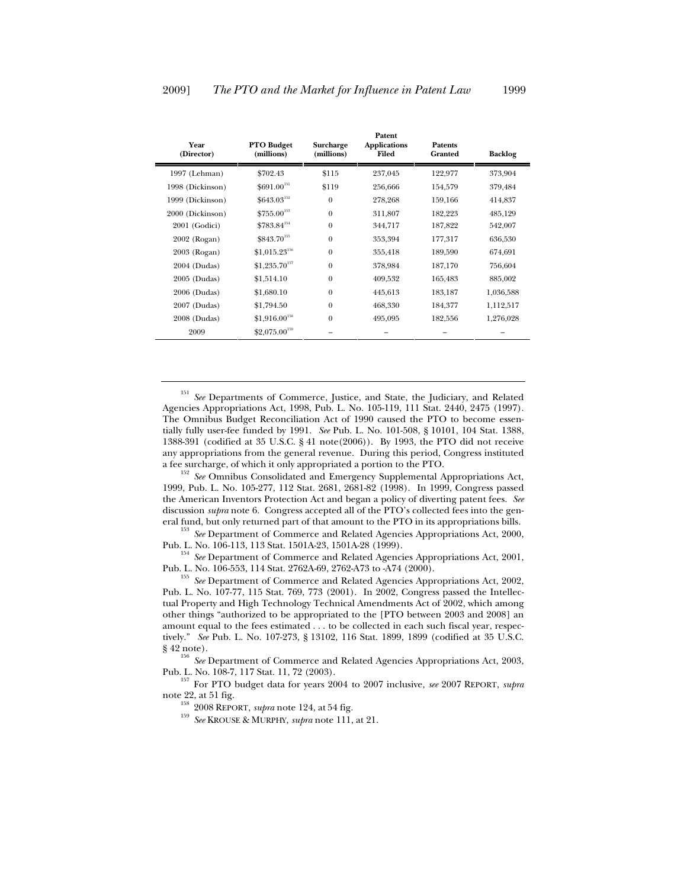| Year (Director) | PTO Budget (millions) | Surcharge (millions) | Patent Applications Filed | Patents Granted | Backlog |
|---|---|---|---|---|---|
| 1997 (Lehman) | $702.43 | $115 | 237,045 | 122,977 | 373,904 |
| 1998 (Dickinson) | $691.00[151] | $119 | 256,666 | 154,579 | 379,484 |
| 1999 (Dickinson) | $643.03[152] | 0 | 278,268 | 159,166 | 414,837 |
| 2000 (Dickinson) | $755.00[153] | 0 | 311,807 | 182,223 | 485,129 |
| 2001 (Godici) | $783.84[154] | 0 | 344,717 | 187,822 | 542,007 |
| 2002 (Rogan) | $843.70[155] | 0 | 353,394 | 177,317 | 636,530 |
| 2003 (Rogan) | $1,015.23[156] | 0 | 355,418 | 189,590 | 674,691 |
| 2004 (Dudas) | $1,235.70[157] | 0 | 378,984 | 187,170 | 756,604 |
| 2005 (Dudas) | $1,514.10 | 0 | 409,532 | 165,483 | 885,002 |
| 2006 (Dudas) | $1,680.10 | 0 | 445,613 | 183,187 | 1,036,588 |
| 2007 (Dudas) | $1,794.50 | 0 | 468,330 | 184,377 | 1,112,517 |
| 2008 (Dudas) | $1,916.00[158] | 0 | 495,095 | 182,556 | 1,276,028 |
| 2009 | $2,075.00[159] | – | – | – | – |

[151] *See* Departments of Commerce, Justice, and State, the Judiciary, and Related Agencies Appropriations Act, 1998, Pub. L. No. 105-119, 111 Stat. 2440, 2475 (1997). The Omnibus Budget Reconciliation Act of 1990 caused the PTO to become essentially fully user-fee funded by 1991. *See* Pub. L. No. 101-508, § 10101, 104 Stat. 1388, 1388-391 (codified at 35 U.S.C. § 41 note(2006)). By 1993, the PTO did not receive any appropriations from the general revenue. During this period, Congress instituted a fee surcharge, of which it only appropriated a portion to the PTO.

[152] *See* Omnibus Consolidated and Emergency Supplemental Appropriations Act, 1999, Pub. L. No. 105-277, 112 Stat. 2681, 2681-82 (1998). In 1999, Congress passed the American Inventors Protection Act and began a policy of diverting patent fees. *See* discussion *supra* note 6. Congress accepted all of the PTO's collected fees into the general fund, but only returned part of that amount to the PTO in its appropriations bills.

[153] *See* Department of Commerce and Related Agencies Appropriations Act, 2000, Pub. L. No. 106-113, 113 Stat. 1501A-23, 1501A-28 (1999).

[154] *See* Department of Commerce and Related Agencies Appropriations Act, 2001, Pub. L. No. 106-553, 114 Stat. 2762A-69, 2762-A73 to -A74 (2000).

[155] *See* Department of Commerce and Related Agencies Appropriations Act, 2002, Pub. L. No. 107-77, 115 Stat. 769, 773 (2001). In 2002, Congress passed the Intellectual Property and High Technology Technical Amendments Act of 2002, which among other things "authorized to be appropriated to the [PTO between 2003 and 2008] an amount equal to the fees estimated . . . to be collected in each such fiscal year, respectively." *See* Pub. L. No. 107-273, § 13102, 116 Stat. 1899, 1899 (codified at 35 U.S.C. § 42 note).

[156] *See* Department of Commerce and Related Agencies Appropriations Act, 2003, Pub. L. No. 108-7, 117 Stat. 11, 72 (2003).

[157] For PTO budget data for years 2004 to 2007 inclusive, *see* 2007 REPORT, *supra* note 22, at 51 fig.

[158] 2008 REPORT, *supra* note 124, at 54 fig.

[159] *See* KROUSE & MURPHY, *supra* note 111, at 21.